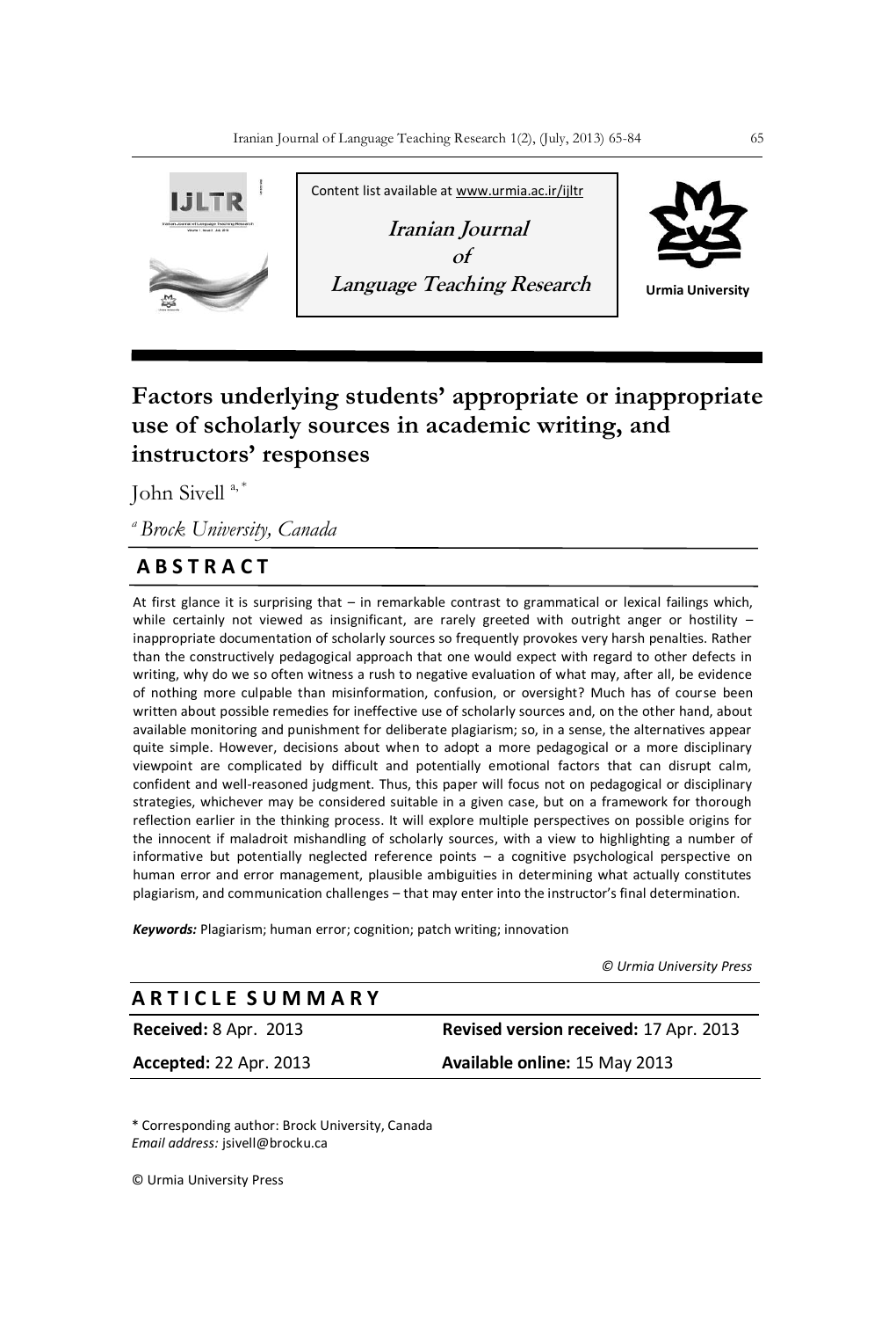Content list available at www.urmia.ac.ir/ijltr

**Iranian Journal of Language Teaching Research**

Urmia University

# Factors underlying students' appropriate or inappropriate use of scholarly sources in academic writing, and instructors' responses

John Sivell [a, *]

[a] *Brock University, Canada*

## ABSTRACT

At first glance it is surprising that – in remarkable contrast to grammatical or lexical failings which, while certainly not viewed as insignificant, are rarely greeted with outright anger or hostility – inappropriate documentation of scholarly sources so frequently provokes very harsh penalties. Rather than the constructively pedagogical approach that one would expect with regard to other defects in writing, why do we so often witness a rush to negative evaluation of what may, after all, be evidence of nothing more culpable than misinformation, confusion, or oversight? Much has of course been written about possible remedies for ineffective use of scholarly sources and, on the other hand, about available monitoring and punishment for deliberate plagiarism; so, in a sense, the alternatives appear quite simple. However, decisions about when to adopt a more pedagogical or a more disciplinary viewpoint are complicated by difficult and potentially emotional factors that can disrupt calm, confident and well-reasoned judgment. Thus, this paper will focus not on pedagogical or disciplinary strategies, whichever may be considered suitable in a given case, but on a framework for thorough reflection earlier in the thinking process. It will explore multiple perspectives on possible origins for the innocent if maladroit mishandling of scholarly sources, with a view to highlighting a number of informative but potentially neglected reference points – a cognitive psychological perspective on human error and error management, plausible ambiguities in determining what actually constitutes plagiarism, and communication challenges – that may enter into the instructor's final determination.

***Keywords:*** Plagiarism; human error; cognition; patch writing; innovation

*© Urmia University Press*

## ARTICLE SUMMARY

| | |
|---|---|
| **Received:** 8 Apr. 2013 | **Revised version received:** 17 Apr. 2013 |
| **Accepted:** 22 Apr. 2013 | **Available online:** 15 May 2013 |

\* Corresponding author: Brock University, Canada
*Email address:* jsivell@brocku.ca

© Urmia University Press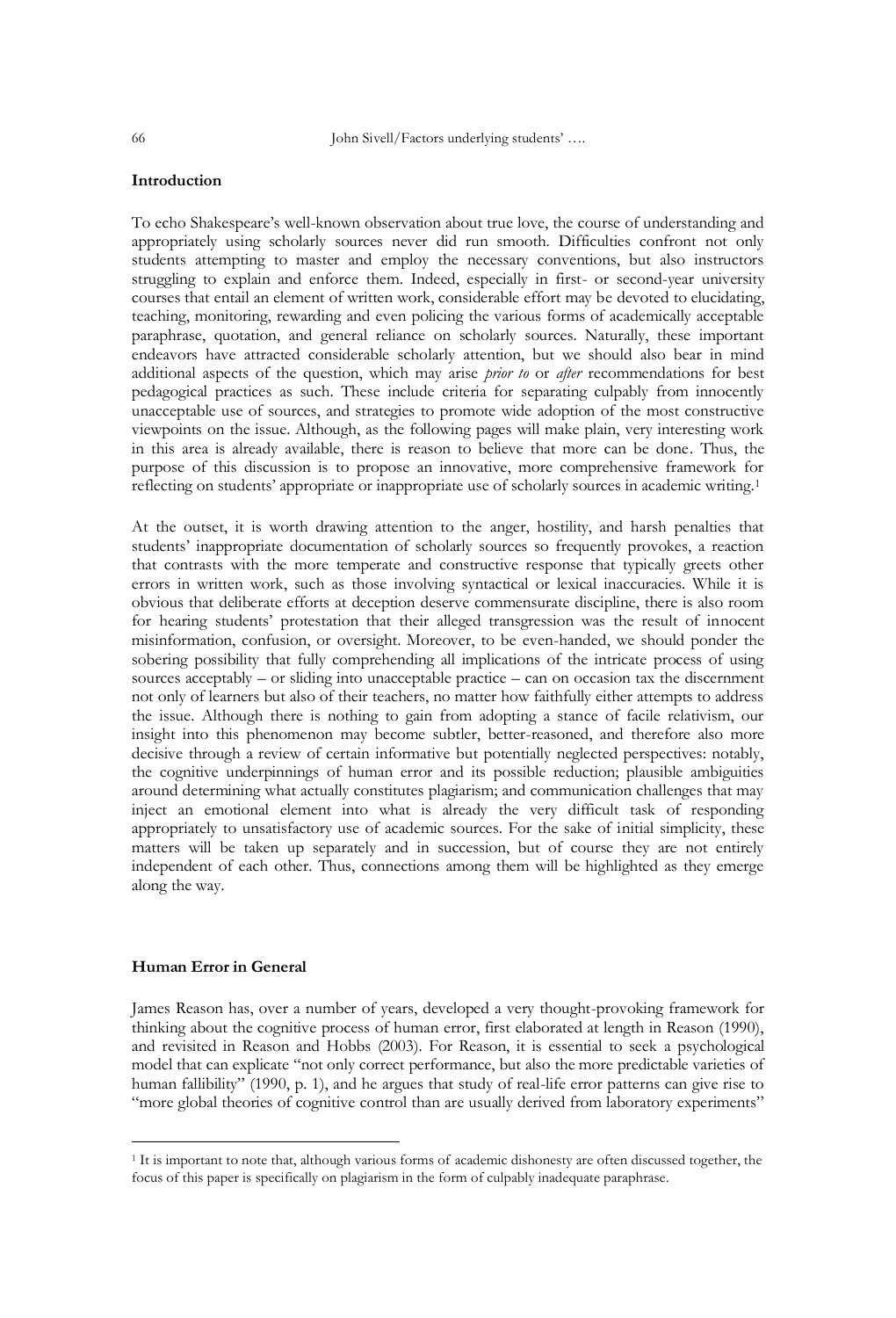## Introduction

To echo Shakespeare's well-known observation about true love, the course of understanding and appropriately using scholarly sources never did run smooth. Difficulties confront not only students attempting to master and employ the necessary conventions, but also instructors struggling to explain and enforce them. Indeed, especially in first- or second-year university courses that entail an element of written work, considerable effort may be devoted to elucidating, teaching, monitoring, rewarding and even policing the various forms of academically acceptable paraphrase, quotation, and general reliance on scholarly sources. Naturally, these important endeavors have attracted considerable scholarly attention, but we should also bear in mind additional aspects of the question, which may arise *prior to* or *after* recommendations for best pedagogical practices as such. These include criteria for separating culpably from innocently unacceptable use of sources, and strategies to promote wide adoption of the most constructive viewpoints on the issue. Although, as the following pages will make plain, very interesting work in this area is already available, there is reason to believe that more can be done. Thus, the purpose of this discussion is to propose an innovative, more comprehensive framework for reflecting on students' appropriate or inappropriate use of scholarly sources in academic writing.[1]

At the outset, it is worth drawing attention to the anger, hostility, and harsh penalties that students' inappropriate documentation of scholarly sources so frequently provokes, a reaction that contrasts with the more temperate and constructive response that typically greets other errors in written work, such as those involving syntactical or lexical inaccuracies. While it is obvious that deliberate efforts at deception deserve commensurate discipline, there is also room for hearing students' protestation that their alleged transgression was the result of innocent misinformation, confusion, or oversight. Moreover, to be even-handed, we should ponder the sobering possibility that fully comprehending all implications of the intricate process of using sources acceptably – or sliding into unacceptable practice – can on occasion tax the discernment not only of learners but also of their teachers, no matter how faithfully either attempts to address the issue. Although there is nothing to gain from adopting a stance of facile relativism, our insight into this phenomenon may become subtler, better-reasoned, and therefore also more decisive through a review of certain informative but potentially neglected perspectives: notably, the cognitive underpinnings of human error and its possible reduction; plausible ambiguities around determining what actually constitutes plagiarism; and communication challenges that may inject an emotional element into what is already the very difficult task of responding appropriately to unsatisfactory use of academic sources. For the sake of initial simplicity, these matters will be taken up separately and in succession, but of course they are not entirely independent of each other. Thus, connections among them will be highlighted as they emerge along the way.

## Human Error in General

James Reason has, over a number of years, developed a very thought-provoking framework for thinking about the cognitive process of human error, first elaborated at length in Reason (1990), and revisited in Reason and Hobbs (2003). For Reason, it is essential to seek a psychological model that can explicate "not only correct performance, but also the more predictable varieties of human fallibility" (1990, p. 1), and he argues that study of real-life error patterns can give rise to "more global theories of cognitive control than are usually derived from laboratory experiments"

---

[1] It is important to note that, although various forms of academic dishonesty are often discussed together, the focus of this paper is specifically on plagiarism in the form of culpably inadequate paraphrase.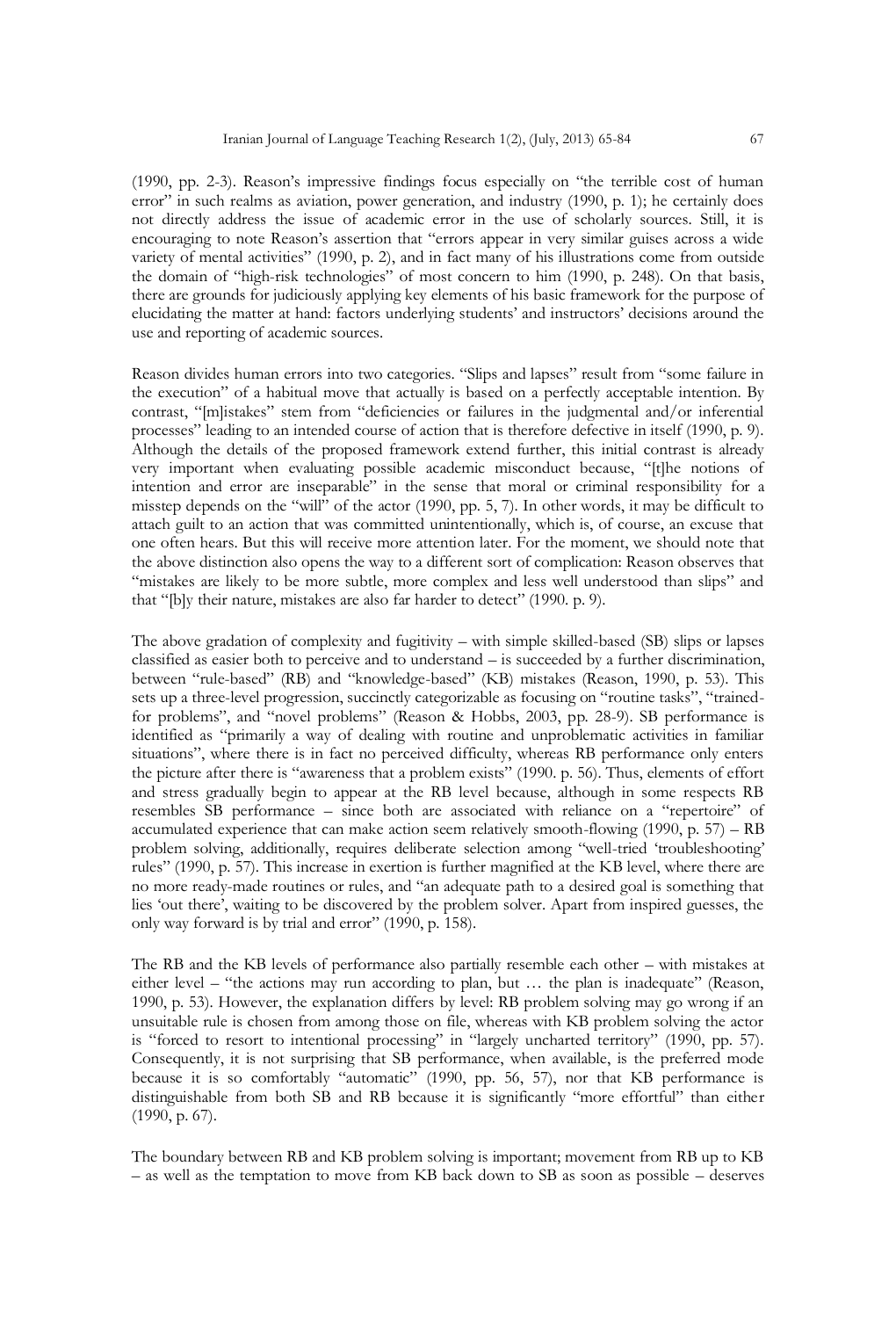(1990, pp. 2-3). Reason's impressive findings focus especially on "the terrible cost of human error" in such realms as aviation, power generation, and industry (1990, p. 1); he certainly does not directly address the issue of academic error in the use of scholarly sources. Still, it is encouraging to note Reason's assertion that "errors appear in very similar guises across a wide variety of mental activities" (1990, p. 2), and in fact many of his illustrations come from outside the domain of "high-risk technologies" of most concern to him (1990, p. 248). On that basis, there are grounds for judiciously applying key elements of his basic framework for the purpose of elucidating the matter at hand: factors underlying students' and instructors' decisions around the use and reporting of academic sources.

Reason divides human errors into two categories. "Slips and lapses" result from "some failure in the execution" of a habitual move that actually is based on a perfectly acceptable intention. By contrast, "[m]istakes" stem from "deficiencies or failures in the judgmental and/or inferential processes" leading to an intended course of action that is therefore defective in itself (1990, p. 9). Although the details of the proposed framework extend further, this initial contrast is already very important when evaluating possible academic misconduct because, "[t]he notions of intention and error are inseparable" in the sense that moral or criminal responsibility for a misstep depends on the "will" of the actor (1990, pp. 5, 7). In other words, it may be difficult to attach guilt to an action that was committed unintentionally, which is, of course, an excuse that one often hears. But this will receive more attention later. For the moment, we should note that the above distinction also opens the way to a different sort of complication: Reason observes that "mistakes are likely to be more subtle, more complex and less well understood than slips" and that "[b]y their nature, mistakes are also far harder to detect" (1990. p. 9).

The above gradation of complexity and fugitivity – with simple skilled-based (SB) slips or lapses classified as easier both to perceive and to understand – is succeeded by a further discrimination, between "rule-based" (RB) and "knowledge-based" (KB) mistakes (Reason, 1990, p. 53). This sets up a three-level progression, succinctly categorizable as focusing on "routine tasks", "trained-for problems", and "novel problems" (Reason & Hobbs, 2003, pp. 28-9). SB performance is identified as "primarily a way of dealing with routine and unproblematic activities in familiar situations", where there is in fact no perceived difficulty, whereas RB performance only enters the picture after there is "awareness that a problem exists" (1990. p. 56). Thus, elements of effort and stress gradually begin to appear at the RB level because, although in some respects RB resembles SB performance – since both are associated with reliance on a "repertoire" of accumulated experience that can make action seem relatively smooth-flowing (1990, p. 57) – RB problem solving, additionally, requires deliberate selection among "well-tried 'troubleshooting' rules" (1990, p. 57). This increase in exertion is further magnified at the KB level, where there are no more ready-made routines or rules, and "an adequate path to a desired goal is something that lies 'out there', waiting to be discovered by the problem solver. Apart from inspired guesses, the only way forward is by trial and error" (1990, p. 158).

The RB and the KB levels of performance also partially resemble each other – with mistakes at either level – "the actions may run according to plan, but … the plan is inadequate" (Reason, 1990, p. 53). However, the explanation differs by level: RB problem solving may go wrong if an unsuitable rule is chosen from among those on file, whereas with KB problem solving the actor is "forced to resort to intentional processing" in "largely uncharted territory" (1990, pp. 57). Consequently, it is not surprising that SB performance, when available, is the preferred mode because it is so comfortably "automatic" (1990, pp. 56, 57), nor that KB performance is distinguishable from both SB and RB because it is significantly "more effortful" than either (1990, p. 67).

The boundary between RB and KB problem solving is important; movement from RB up to KB – as well as the temptation to move from KB back down to SB as soon as possible – deserves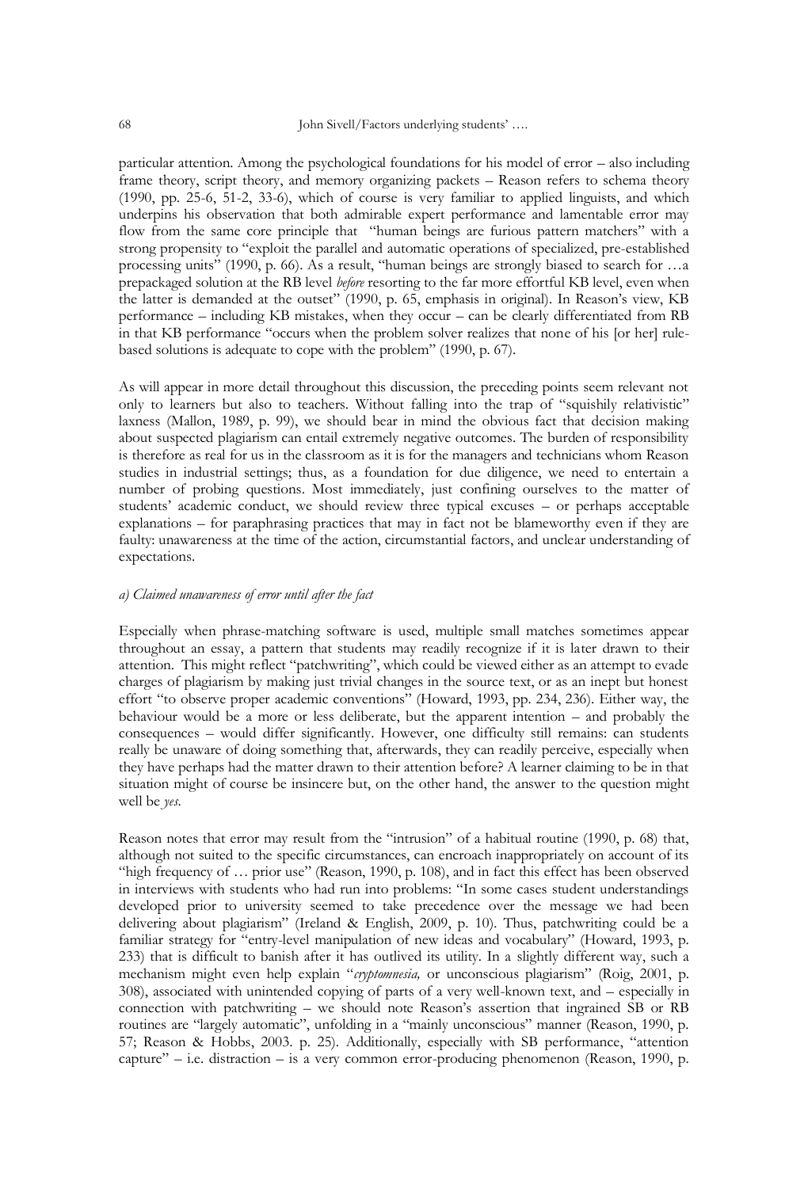particular attention. Among the psychological foundations for his model of error – also including frame theory, script theory, and memory organizing packets – Reason refers to schema theory (1990, pp. 25-6, 51-2, 33-6), which of course is very familiar to applied linguists, and which underpins his observation that both admirable expert performance and lamentable error may flow from the same core principle that "human beings are furious pattern matchers" with a strong propensity to "exploit the parallel and automatic operations of specialized, pre-established processing units" (1990, p. 66). As a result, "human beings are strongly biased to search for …a prepackaged solution at the RB level *before* resorting to the far more effortful KB level, even when the latter is demanded at the outset" (1990, p. 65, emphasis in original). In Reason's view, KB performance – including KB mistakes, when they occur – can be clearly differentiated from RB in that KB performance "occurs when the problem solver realizes that none of his [or her] rule-based solutions is adequate to cope with the problem" (1990, p. 67).

As will appear in more detail throughout this discussion, the preceding points seem relevant not only to learners but also to teachers. Without falling into the trap of "squishily relativistic" laxness (Mallon, 1989, p. 99), we should bear in mind the obvious fact that decision making about suspected plagiarism can entail extremely negative outcomes. The burden of responsibility is therefore as real for us in the classroom as it is for the managers and technicians whom Reason studies in industrial settings; thus, as a foundation for due diligence, we need to entertain a number of probing questions. Most immediately, just confining ourselves to the matter of students' academic conduct, we should review three typical excuses – or perhaps acceptable explanations – for paraphrasing practices that may in fact not be blameworthy even if they are faulty: unawareness at the time of the action, circumstantial factors, and unclear understanding of expectations.

*a) Claimed unawareness of error until after the fact*

Especially when phrase-matching software is used, multiple small matches sometimes appear throughout an essay, a pattern that students may readily recognize if it is later drawn to their attention. This might reflect "patchwriting", which could be viewed either as an attempt to evade charges of plagiarism by making just trivial changes in the source text, or as an inept but honest effort "to observe proper academic conventions" (Howard, 1993, pp. 234, 236). Either way, the behaviour would be a more or less deliberate, but the apparent intention – and probably the consequences – would differ significantly. However, one difficulty still remains: can students really be unaware of doing something that, afterwards, they can readily perceive, especially when they have perhaps had the matter drawn to their attention before? A learner claiming to be in that situation might of course be insincere but, on the other hand, the answer to the question might well be *yes*.

Reason notes that error may result from the "intrusion" of a habitual routine (1990, p. 68) that, although not suited to the specific circumstances, can encroach inappropriately on account of its "high frequency of … prior use" (Reason, 1990, p. 108), and in fact this effect has been observed in interviews with students who had run into problems: "In some cases student understandings developed prior to university seemed to take precedence over the message we had been delivering about plagiarism" (Ireland & English, 2009, p. 10). Thus, patchwriting could be a familiar strategy for "entry-level manipulation of new ideas and vocabulary" (Howard, 1993, p. 233) that is difficult to banish after it has outlived its utility. In a slightly different way, such a mechanism might even help explain "*cryptomnesia,* or unconscious plagiarism" (Roig, 2001, p. 308), associated with unintended copying of parts of a very well-known text, and – especially in connection with patchwriting – we should note Reason's assertion that ingrained SB or RB routines are "largely automatic", unfolding in a "mainly unconscious" manner (Reason, 1990, p. 57; Reason & Hobbs, 2003. p. 25). Additionally, especially with SB performance, "attention capture" – i.e. distraction – is a very common error-producing phenomenon (Reason, 1990, p.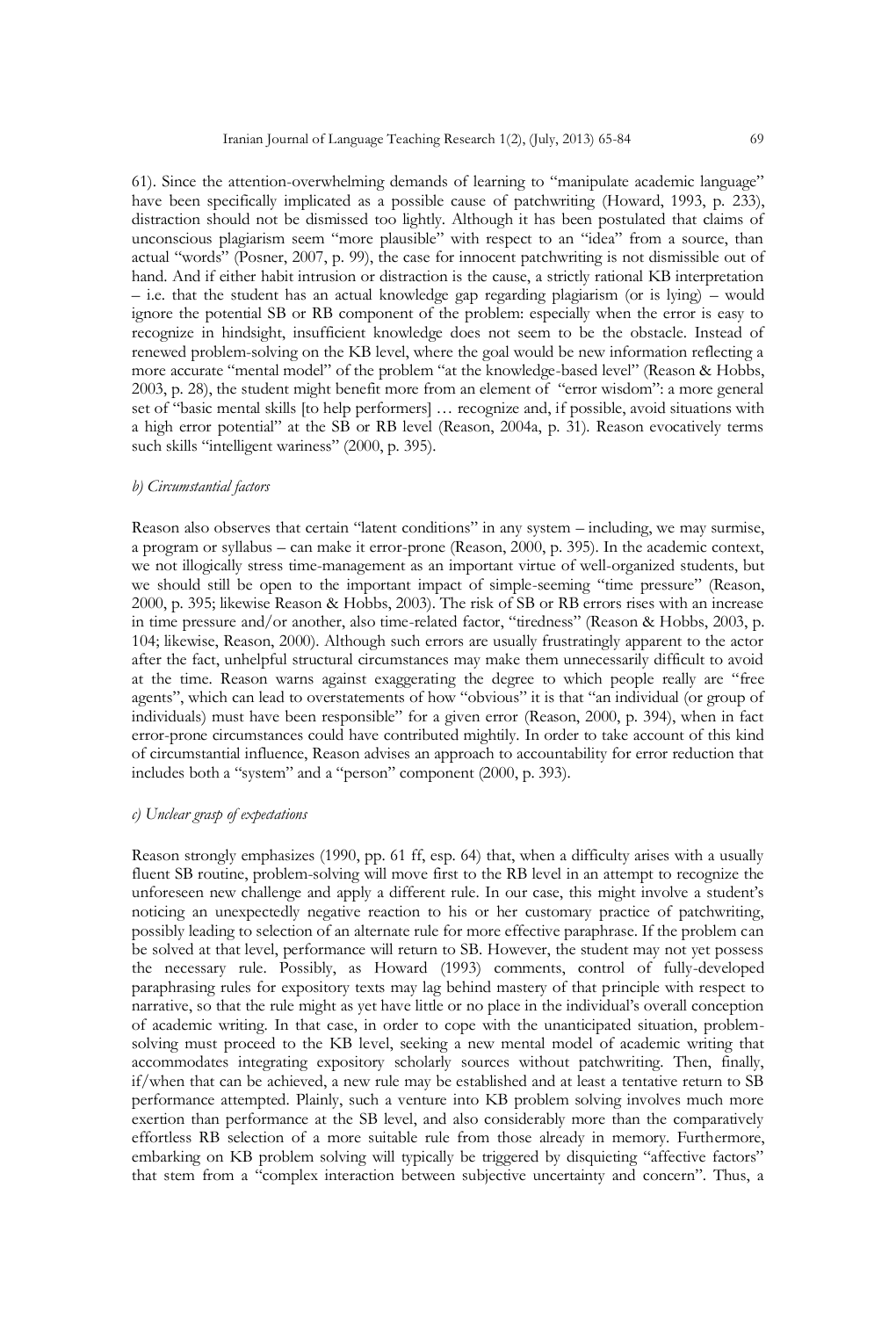61). Since the attention-overwhelming demands of learning to "manipulate academic language" have been specifically implicated as a possible cause of patchwriting (Howard, 1993, p. 233), distraction should not be dismissed too lightly. Although it has been postulated that claims of unconscious plagiarism seem "more plausible" with respect to an "idea" from a source, than actual "words" (Posner, 2007, p. 99), the case for innocent patchwriting is not dismissible out of hand. And if either habit intrusion or distraction is the cause, a strictly rational KB interpretation – i.e. that the student has an actual knowledge gap regarding plagiarism (or is lying) – would ignore the potential SB or RB component of the problem: especially when the error is easy to recognize in hindsight, insufficient knowledge does not seem to be the obstacle. Instead of renewed problem-solving on the KB level, where the goal would be new information reflecting a more accurate "mental model" of the problem "at the knowledge-based level" (Reason & Hobbs, 2003, p. 28), the student might benefit more from an element of "error wisdom": a more general set of "basic mental skills [to help performers] … recognize and, if possible, avoid situations with a high error potential" at the SB or RB level (Reason, 2004a, p. 31). Reason evocatively terms such skills "intelligent wariness" (2000, p. 395).

### *b) Circumstantial factors*

Reason also observes that certain "latent conditions" in any system – including, we may surmise, a program or syllabus – can make it error-prone (Reason, 2000, p. 395). In the academic context, we not illogically stress time-management as an important virtue of well-organized students, but we should still be open to the important impact of simple-seeming "time pressure" (Reason, 2000, p. 395; likewise Reason & Hobbs, 2003). The risk of SB or RB errors rises with an increase in time pressure and/or another, also time-related factor, "tiredness" (Reason & Hobbs, 2003, p. 104; likewise, Reason, 2000). Although such errors are usually frustratingly apparent to the actor after the fact, unhelpful structural circumstances may make them unnecessarily difficult to avoid at the time. Reason warns against exaggerating the degree to which people really are "free agents", which can lead to overstatements of how "obvious" it is that "an individual (or group of individuals) must have been responsible" for a given error (Reason, 2000, p. 394), when in fact error-prone circumstances could have contributed mightily. In order to take account of this kind of circumstantial influence, Reason advises an approach to accountability for error reduction that includes both a "system" and a "person" component (2000, p. 393).

### *c) Unclear grasp of expectations*

Reason strongly emphasizes (1990, pp. 61 ff, esp. 64) that, when a difficulty arises with a usually fluent SB routine, problem-solving will move first to the RB level in an attempt to recognize the unforeseen new challenge and apply a different rule. In our case, this might involve a student's noticing an unexpectedly negative reaction to his or her customary practice of patchwriting, possibly leading to selection of an alternate rule for more effective paraphrase. If the problem can be solved at that level, performance will return to SB. However, the student may not yet possess the necessary rule. Possibly, as Howard (1993) comments, control of fully-developed paraphrasing rules for expository texts may lag behind mastery of that principle with respect to narrative, so that the rule might as yet have little or no place in the individual's overall conception of academic writing. In that case, in order to cope with the unanticipated situation, problem-solving must proceed to the KB level, seeking a new mental model of academic writing that accommodates integrating expository scholarly sources without patchwriting. Then, finally, if/when that can be achieved, a new rule may be established and at least a tentative return to SB performance attempted. Plainly, such a venture into KB problem solving involves much more exertion than performance at the SB level, and also considerably more than the comparatively effortless RB selection of a more suitable rule from those already in memory. Furthermore, embarking on KB problem solving will typically be triggered by disquieting "affective factors" that stem from a "complex interaction between subjective uncertainty and concern". Thus, a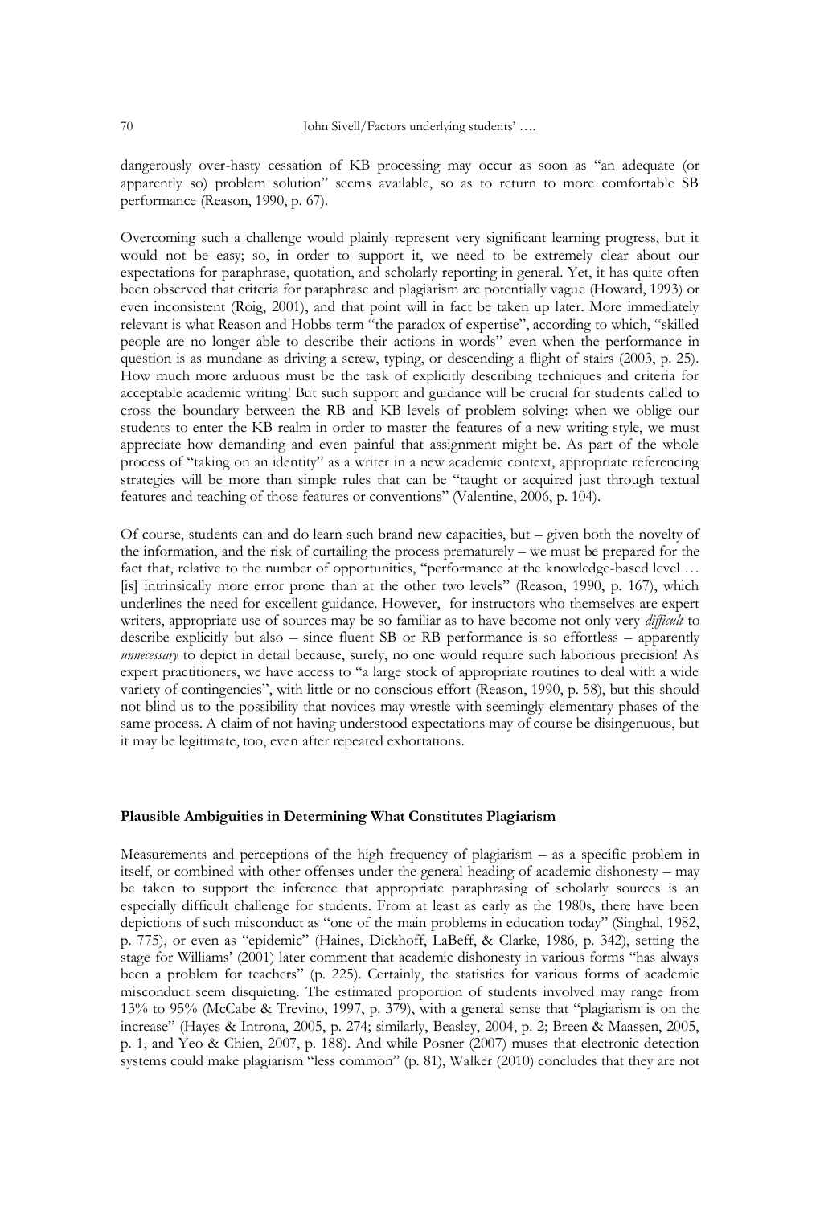dangerously over-hasty cessation of KB processing may occur as soon as "an adequate (or apparently so) problem solution" seems available, so as to return to more comfortable SB performance (Reason, 1990, p. 67).

Overcoming such a challenge would plainly represent very significant learning progress, but it would not be easy; so, in order to support it, we need to be extremely clear about our expectations for paraphrase, quotation, and scholarly reporting in general. Yet, it has quite often been observed that criteria for paraphrase and plagiarism are potentially vague (Howard, 1993) or even inconsistent (Roig, 2001), and that point will in fact be taken up later. More immediately relevant is what Reason and Hobbs term "the paradox of expertise", according to which, "skilled people are no longer able to describe their actions in words" even when the performance in question is as mundane as driving a screw, typing, or descending a flight of stairs (2003, p. 25). How much more arduous must be the task of explicitly describing techniques and criteria for acceptable academic writing! But such support and guidance will be crucial for students called to cross the boundary between the RB and KB levels of problem solving: when we oblige our students to enter the KB realm in order to master the features of a new writing style, we must appreciate how demanding and even painful that assignment might be. As part of the whole process of "taking on an identity" as a writer in a new academic context, appropriate referencing strategies will be more than simple rules that can be "taught or acquired just through textual features and teaching of those features or conventions" (Valentine, 2006, p. 104).

Of course, students can and do learn such brand new capacities, but – given both the novelty of the information, and the risk of curtailing the process prematurely – we must be prepared for the fact that, relative to the number of opportunities, "performance at the knowledge-based level … [is] intrinsically more error prone than at the other two levels" (Reason, 1990, p. 167), which underlines the need for excellent guidance. However, for instructors who themselves are expert writers, appropriate use of sources may be so familiar as to have become not only very *difficult* to describe explicitly but also – since fluent SB or RB performance is so effortless – apparently *unnecessary* to depict in detail because, surely, no one would require such laborious precision! As expert practitioners, we have access to "a large stock of appropriate routines to deal with a wide variety of contingencies", with little or no conscious effort (Reason, 1990, p. 58), but this should not blind us to the possibility that novices may wrestle with seemingly elementary phases of the same process. A claim of not having understood expectations may of course be disingenuous, but it may be legitimate, too, even after repeated exhortations.

### Plausible Ambiguities in Determining What Constitutes Plagiarism

Measurements and perceptions of the high frequency of plagiarism – as a specific problem in itself, or combined with other offenses under the general heading of academic dishonesty – may be taken to support the inference that appropriate paraphrasing of scholarly sources is an especially difficult challenge for students. From at least as early as the 1980s, there have been depictions of such misconduct as "one of the main problems in education today" (Singhal, 1982, p. 775), or even as "epidemic" (Haines, Dickhoff, LaBeff, & Clarke, 1986, p. 342), setting the stage for Williams' (2001) later comment that academic dishonesty in various forms "has always been a problem for teachers" (p. 225). Certainly, the statistics for various forms of academic misconduct seem disquieting. The estimated proportion of students involved may range from 13% to 95% (McCabe & Trevino, 1997, p. 379), with a general sense that "plagiarism is on the increase" (Hayes & Introna, 2005, p. 274; similarly, Beasley, 2004, p. 2; Breen & Maassen, 2005, p. 1, and Yeo & Chien, 2007, p. 188). And while Posner (2007) muses that electronic detection systems could make plagiarism "less common" (p. 81), Walker (2010) concludes that they are not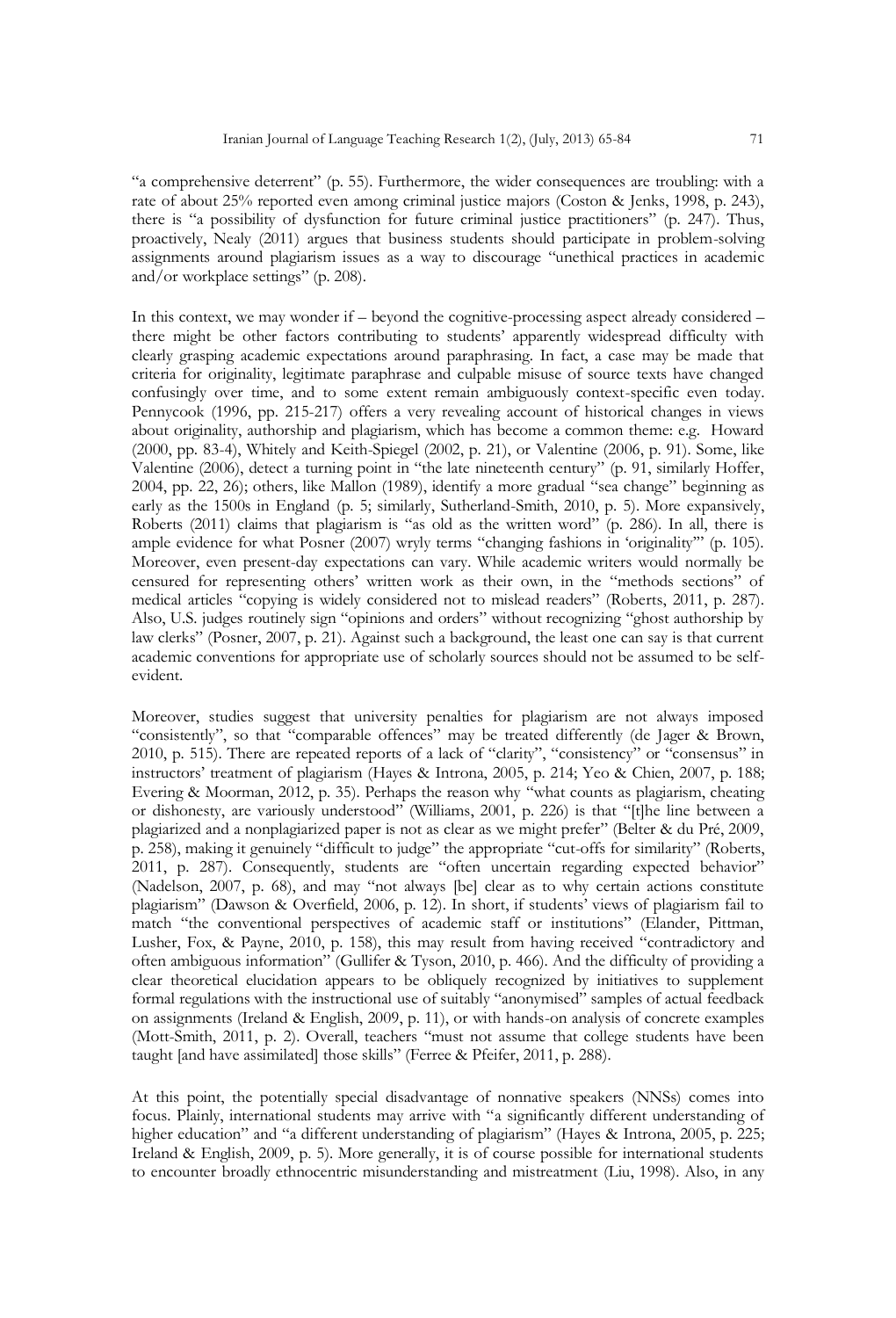"a comprehensive deterrent" (p. 55). Furthermore, the wider consequences are troubling: with a rate of about 25% reported even among criminal justice majors (Coston & Jenks, 1998, p. 243), there is "a possibility of dysfunction for future criminal justice practitioners" (p. 247). Thus, proactively, Nealy (2011) argues that business students should participate in problem-solving assignments around plagiarism issues as a way to discourage "unethical practices in academic and/or workplace settings" (p. 208).

In this context, we may wonder if – beyond the cognitive-processing aspect already considered – there might be other factors contributing to students' apparently widespread difficulty with clearly grasping academic expectations around paraphrasing. In fact, a case may be made that criteria for originality, legitimate paraphrase and culpable misuse of source texts have changed confusingly over time, and to some extent remain ambiguously context-specific even today. Pennycook (1996, pp. 215-217) offers a very revealing account of historical changes in views about originality, authorship and plagiarism, which has become a common theme: e.g. Howard (2000, pp. 83-4), Whitely and Keith-Spiegel (2002, p. 21), or Valentine (2006, p. 91). Some, like Valentine (2006), detect a turning point in "the late nineteenth century" (p. 91, similarly Hoffer, 2004, pp. 22, 26); others, like Mallon (1989), identify a more gradual "sea change" beginning as early as the 1500s in England (p. 5; similarly, Sutherland-Smith, 2010, p. 5). More expansively, Roberts (2011) claims that plagiarism is "as old as the written word" (p. 286). In all, there is ample evidence for what Posner (2007) wryly terms "changing fashions in 'originality'" (p. 105). Moreover, even present-day expectations can vary. While academic writers would normally be censured for representing others' written work as their own, in the "methods sections" of medical articles "copying is widely considered not to mislead readers" (Roberts, 2011, p. 287). Also, U.S. judges routinely sign "opinions and orders" without recognizing "ghost authorship by law clerks" (Posner, 2007, p. 21). Against such a background, the least one can say is that current academic conventions for appropriate use of scholarly sources should not be assumed to be self-evident.

Moreover, studies suggest that university penalties for plagiarism are not always imposed "consistently", so that "comparable offences" may be treated differently (de Jager & Brown, 2010, p. 515). There are repeated reports of a lack of "clarity", "consistency" or "consensus" in instructors' treatment of plagiarism (Hayes & Introna, 2005, p. 214; Yeo & Chien, 2007, p. 188; Evering & Moorman, 2012, p. 35). Perhaps the reason why "what counts as plagiarism, cheating or dishonesty, are variously understood" (Williams, 2001, p. 226) is that "[t]he line between a plagiarized and a nonplagiarized paper is not as clear as we might prefer" (Belter & du Pré, 2009, p. 258), making it genuinely "difficult to judge" the appropriate "cut-offs for similarity" (Roberts, 2011, p. 287). Consequently, students are "often uncertain regarding expected behavior" (Nadelson, 2007, p. 68), and may "not always [be] clear as to why certain actions constitute plagiarism" (Dawson & Overfield, 2006, p. 12). In short, if students' views of plagiarism fail to match "the conventional perspectives of academic staff or institutions" (Elander, Pittman, Lusher, Fox, & Payne, 2010, p. 158), this may result from having received "contradictory and often ambiguous information" (Gullifer & Tyson, 2010, p. 466). And the difficulty of providing a clear theoretical elucidation appears to be obliquely recognized by initiatives to supplement formal regulations with the instructional use of suitably "anonymised" samples of actual feedback on assignments (Ireland & English, 2009, p. 11), or with hands-on analysis of concrete examples (Mott-Smith, 2011, p. 2). Overall, teachers "must not assume that college students have been taught [and have assimilated] those skills" (Ferree & Pfeifer, 2011, p. 288).

At this point, the potentially special disadvantage of nonnative speakers (NNSs) comes into focus. Plainly, international students may arrive with "a significantly different understanding of higher education" and "a different understanding of plagiarism" (Hayes & Introna, 2005, p. 225; Ireland & English, 2009, p. 5). More generally, it is of course possible for international students to encounter broadly ethnocentric misunderstanding and mistreatment (Liu, 1998). Also, in any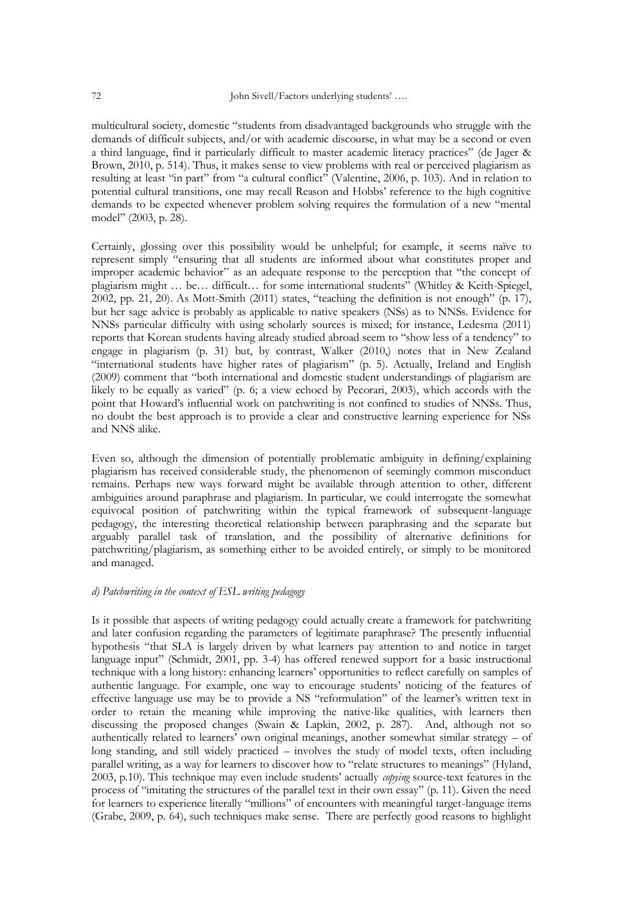multicultural society, domestic "students from disadvantaged backgrounds who struggle with the demands of difficult subjects, and/or with academic discourse, in what may be a second or even a third language, find it particularly difficult to master academic literacy practices" (de Jager & Brown, 2010, p. 514). Thus, it makes sense to view problems with real or perceived plagiarism as resulting at least "in part" from "a cultural conflict" (Valentine, 2006, p. 103). And in relation to potential cultural transitions, one may recall Reason and Hobbs' reference to the high cognitive demands to be expected whenever problem solving requires the formulation of a new "mental model" (2003, p. 28).

Certainly, glossing over this possibility would be unhelpful; for example, it seems naïve to represent simply "ensuring that all students are informed about what constitutes proper and improper academic behavior" as an adequate response to the perception that "the concept of plagiarism might … be… difficult… for some international students" (Whitley & Keith-Spiegel, 2002, pp. 21, 20). As Mott-Smith (2011) states, "teaching the definition is not enough" (p. 17), but her sage advice is probably as applicable to native speakers (NSs) as to NNSs. Evidence for NNSs particular difficulty with using scholarly sources is mixed; for instance, Ledesma (2011) reports that Korean students having already studied abroad seem to "show less of a tendency" to engage in plagiarism (p. 31) but, by contrast, Walker (2010,) notes that in New Zealand "international students have higher rates of plagiarism" (p. 5). Actually, Ireland and English (2009) comment that "both international and domestic student understandings of plagiarism are likely to be equally as varied" (p. 6; a view echoed by Pecorari, 2003), which accords with the point that Howard's influential work on patchwriting is not confined to studies of NNSs. Thus, no doubt the best approach is to provide a clear and constructive learning experience for NSs and NNS alike.

Even so, although the dimension of potentially problematic ambiguity in defining/explaining plagiarism has received considerable study, the phenomenon of seemingly common misconduct remains. Perhaps new ways forward might be available through attention to other, different ambiguities around paraphrase and plagiarism. In particular, we could interrogate the somewhat equivocal position of patchwriting within the typical framework of subsequent-language pedagogy, the interesting theoretical relationship between paraphrasing and the separate but arguably parallel task of translation, and the possibility of alternative definitions for patchwriting/plagiarism, as something either to be avoided entirely, or simply to be monitored and managed.

*d) Patchwriting in the context of ESL writing pedagogy*

Is it possible that aspects of writing pedagogy could actually create a framework for patchwriting and later confusion regarding the parameters of legitimate paraphrase? The presently influential hypothesis "that SLA is largely driven by what learners pay attention to and notice in target language input" (Schmidt, 2001, pp. 3-4) has offered renewed support for a basic instructional technique with a long history: enhancing learners' opportunities to reflect carefully on samples of authentic language. For example, one way to encourage students' noticing of the features of effective language use may be to provide a NS "reformulation" of the learner's written text in order to retain the meaning while improving the native-like qualities, with learners then discussing the proposed changes (Swain & Lapkin, 2002, p. 287). And, although not so authentically related to learners' own original meanings, another somewhat similar strategy – of long standing, and still widely practiced – involves the study of model texts, often including parallel writing, as a way for learners to discover how to "relate structures to meanings" (Hyland, 2003, p.10). This technique may even include students' actually *copying* source-text features in the process of "imitating the structures of the parallel text in their own essay" (p. 11). Given the need for learners to experience literally "millions" of encounters with meaningful target-language items (Grabe, 2009, p. 64), such techniques make sense. There are perfectly good reasons to highlight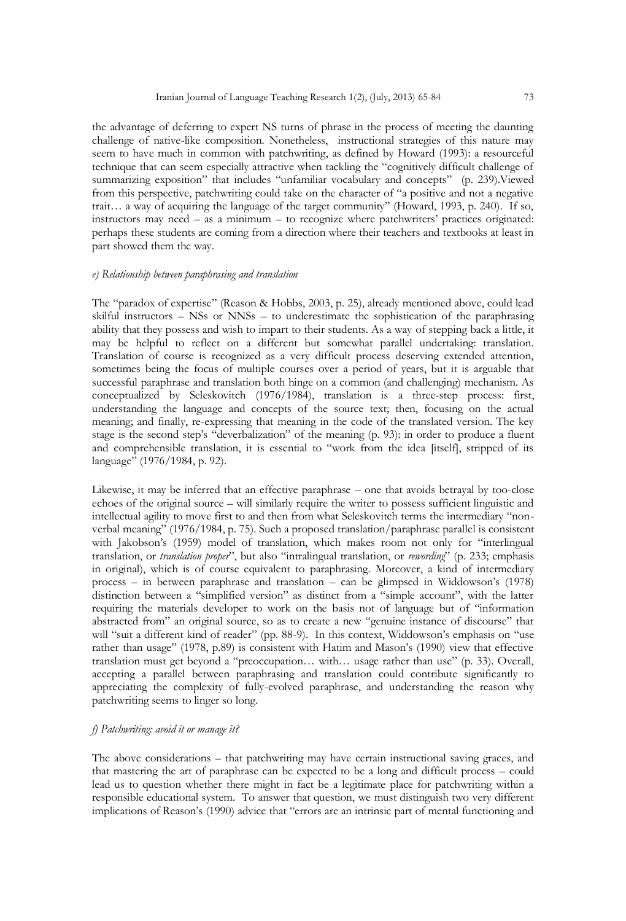the advantage of deferring to expert NS turns of phrase in the process of meeting the daunting challenge of native-like composition. Nonetheless, instructional strategies of this nature may seem to have much in common with patchwriting, as defined by Howard (1993): a resourceful technique that can seem especially attractive when tackling the "cognitively difficult challenge of summarizing exposition" that includes "unfamiliar vocabulary and concepts" (p. 239).Viewed from this perspective, patchwriting could take on the character of "a positive and not a negative trait… a way of acquiring the language of the target community" (Howard, 1993, p. 240). If so, instructors may need – as a minimum – to recognize where patchwriters' practices originated: perhaps these students are coming from a direction where their teachers and textbooks at least in part showed them the way.

*e) Relationship between paraphrasing and translation*

The "paradox of expertise" (Reason & Hobbs, 2003, p. 25), already mentioned above, could lead skilful instructors – NSs or NNSs – to underestimate the sophistication of the paraphrasing ability that they possess and wish to impart to their students. As a way of stepping back a little, it may be helpful to reflect on a different but somewhat parallel undertaking: translation. Translation of course is recognized as a very difficult process deserving extended attention, sometimes being the focus of multiple courses over a period of years, but it is arguable that successful paraphrase and translation both hinge on a common (and challenging) mechanism. As conceptualized by Seleskovitch (1976/1984), translation is a three-step process: first, understanding the language and concepts of the source text; then, focusing on the actual meaning; and finally, re-expressing that meaning in the code of the translated version. The key stage is the second step's "deverbalization" of the meaning (p. 93): in order to produce a fluent and comprehensible translation, it is essential to "work from the idea [itself], stripped of its language" (1976/1984, p. 92).

Likewise, it may be inferred that an effective paraphrase – one that avoids betrayal by too-close echoes of the original source – will similarly require the writer to possess sufficient linguistic and intellectual agility to move first to and then from what Seleskovitch terms the intermediary "non-verbal meaning" (1976/1984, p. 75). Such a proposed translation/paraphrase parallel is consistent with Jakobson's (1959) model of translation, which makes room not only for "interlingual translation, or *translation proper*", but also "intralingual translation, or *rewording*" (p. 233; emphasis in original), which is of course equivalent to paraphrasing. Moreover, a kind of intermediary process – in between paraphrase and translation – can be glimpsed in Widdowson's (1978) distinction between a "simplified version" as distinct from a "simple account", with the latter requiring the materials developer to work on the basis not of language but of "information abstracted from" an original source, so as to create a new "genuine instance of discourse" that will "suit a different kind of reader" (pp. 88-9). In this context, Widdowson's emphasis on "use rather than usage" (1978, p.89) is consistent with Hatim and Mason's (1990) view that effective translation must get beyond a "preoccupation… with… usage rather than use" (p. 33). Overall, accepting a parallel between paraphrasing and translation could contribute significantly to appreciating the complexity of fully-evolved paraphrase, and understanding the reason why patchwriting seems to linger so long.

*f) Patchwriting: avoid it or manage it?*

The above considerations – that patchwriting may have certain instructional saving graces, and that mastering the art of paraphrase can be expected to be a long and difficult process – could lead us to question whether there might in fact be a legitimate place for patchwriting within a responsible educational system. To answer that question, we must distinguish two very different implications of Reason's (1990) advice that "errors are an intrinsic part of mental functioning and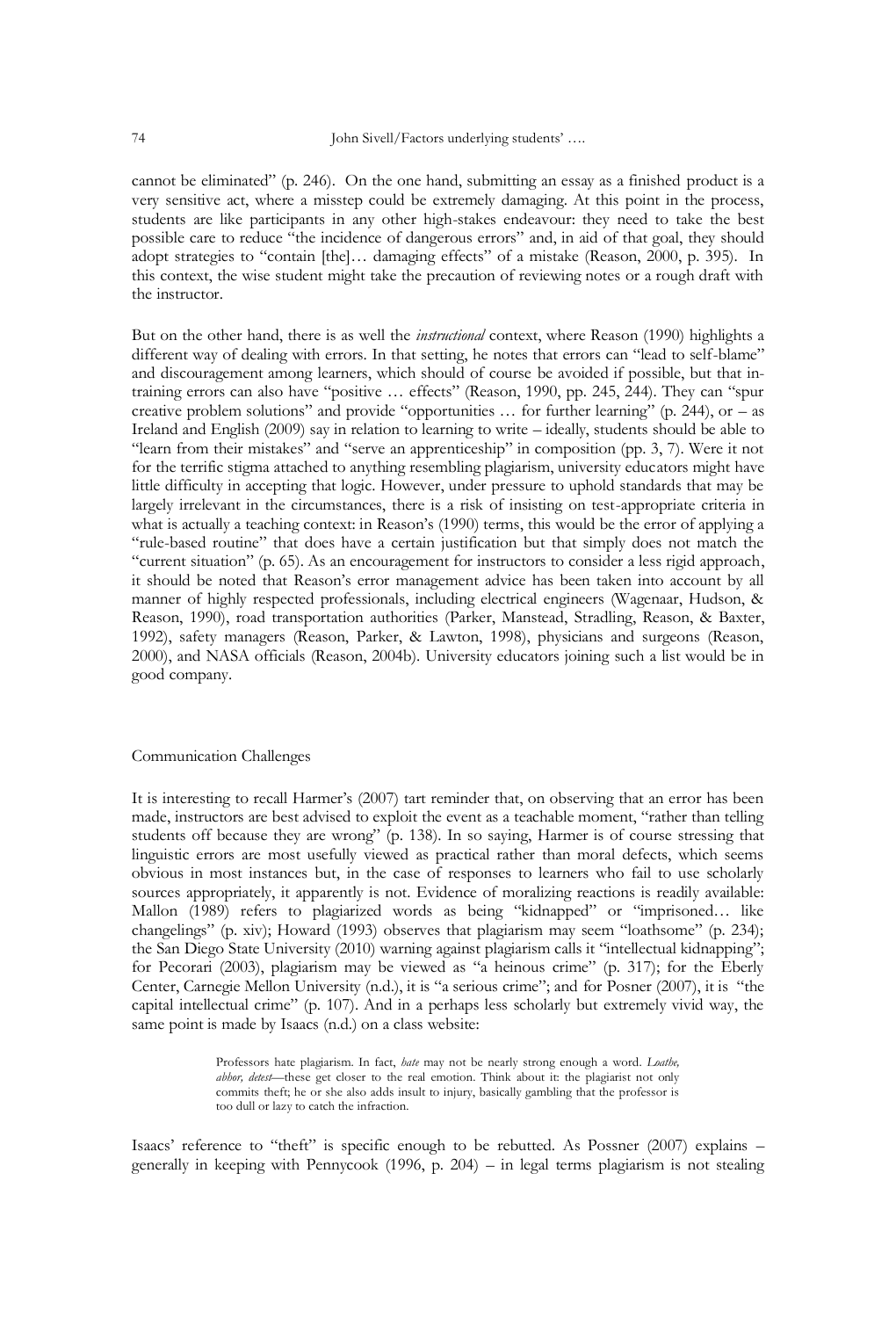cannot be eliminated" (p. 246). On the one hand, submitting an essay as a finished product is a very sensitive act, where a misstep could be extremely damaging. At this point in the process, students are like participants in any other high-stakes endeavour: they need to take the best possible care to reduce "the incidence of dangerous errors" and, in aid of that goal, they should adopt strategies to "contain [the]… damaging effects" of a mistake (Reason, 2000, p. 395). In this context, the wise student might take the precaution of reviewing notes or a rough draft with the instructor.

But on the other hand, there is as well the *instructional* context, where Reason (1990) highlights a different way of dealing with errors. In that setting, he notes that errors can "lead to self-blame" and discouragement among learners, which should of course be avoided if possible, but that in-training errors can also have "positive … effects" (Reason, 1990, pp. 245, 244). They can "spur creative problem solutions" and provide "opportunities … for further learning" (p. 244), or – as Ireland and English (2009) say in relation to learning to write – ideally, students should be able to "learn from their mistakes" and "serve an apprenticeship" in composition (pp. 3, 7). Were it not for the terrific stigma attached to anything resembling plagiarism, university educators might have little difficulty in accepting that logic. However, under pressure to uphold standards that may be largely irrelevant in the circumstances, there is a risk of insisting on test-appropriate criteria in what is actually a teaching context: in Reason's (1990) terms, this would be the error of applying a "rule-based routine" that does have a certain justification but that simply does not match the "current situation" (p. 65). As an encouragement for instructors to consider a less rigid approach, it should be noted that Reason's error management advice has been taken into account by all manner of highly respected professionals, including electrical engineers (Wagenaar, Hudson, & Reason, 1990), road transportation authorities (Parker, Manstead, Stradling, Reason, & Baxter, 1992), safety managers (Reason, Parker, & Lawton, 1998), physicians and surgeons (Reason, 2000), and NASA officials (Reason, 2004b). University educators joining such a list would be in good company.

## Communication Challenges

It is interesting to recall Harmer's (2007) tart reminder that, on observing that an error has been made, instructors are best advised to exploit the event as a teachable moment, "rather than telling students off because they are wrong" (p. 138). In so saying, Harmer is of course stressing that linguistic errors are most usefully viewed as practical rather than moral defects, which seems obvious in most instances but, in the case of responses to learners who fail to use scholarly sources appropriately, it apparently is not. Evidence of moralizing reactions is readily available: Mallon (1989) refers to plagiarized words as being "kidnapped" or "imprisoned… like changelings" (p. xiv); Howard (1993) observes that plagiarism may seem "loathsome" (p. 234); the San Diego State University (2010) warning against plagiarism calls it "intellectual kidnapping"; for Pecorari (2003), plagiarism may be viewed as "a heinous crime" (p. 317); for the Eberly Center, Carnegie Mellon University (n.d.), it is "a serious crime"; and for Posner (2007), it is "the capital intellectual crime" (p. 107). And in a perhaps less scholarly but extremely vivid way, the same point is made by Isaacs (n.d.) on a class website:

> Professors hate plagiarism. In fact, *hate* may not be nearly strong enough a word. *Loathe, abhor, detest*—these get closer to the real emotion. Think about it: the plagiarist not only commits theft; he or she also adds insult to injury, basically gambling that the professor is too dull or lazy to catch the infraction.

Isaacs' reference to "theft" is specific enough to be rebutted. As Possner (2007) explains – generally in keeping with Pennycook (1996, p. 204) – in legal terms plagiarism is not stealing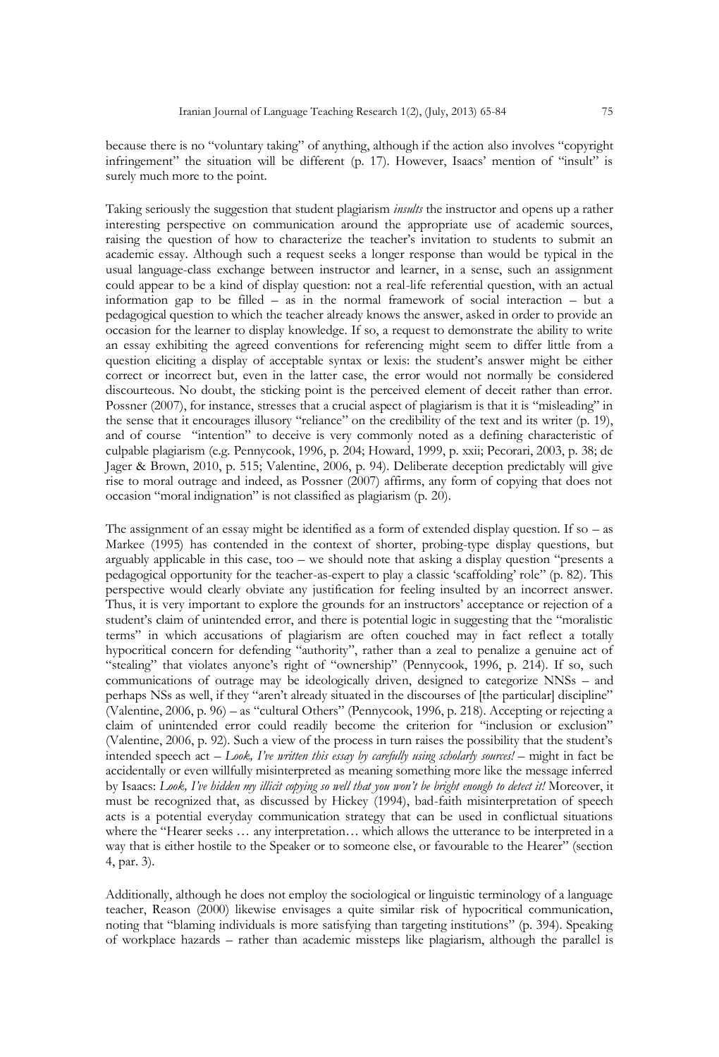because there is no "voluntary taking" of anything, although if the action also involves "copyright infringement" the situation will be different (p. 17). However, Isaacs' mention of "insult" is surely much more to the point.

Taking seriously the suggestion that student plagiarism *insults* the instructor and opens up a rather interesting perspective on communication around the appropriate use of academic sources, raising the question of how to characterize the teacher's invitation to students to submit an academic essay. Although such a request seeks a longer response than would be typical in the usual language-class exchange between instructor and learner, in a sense, such an assignment could appear to be a kind of display question: not a real-life referential question, with an actual information gap to be filled – as in the normal framework of social interaction – but a pedagogical question to which the teacher already knows the answer, asked in order to provide an occasion for the learner to display knowledge. If so, a request to demonstrate the ability to write an essay exhibiting the agreed conventions for referencing might seem to differ little from a question eliciting a display of acceptable syntax or lexis: the student's answer might be either correct or incorrect but, even in the latter case, the error would not normally be considered discourteous. No doubt, the sticking point is the perceived element of deceit rather than error. Possner (2007), for instance, stresses that a crucial aspect of plagiarism is that it is "misleading" in the sense that it encourages illusory "reliance" on the credibility of the text and its writer (p. 19), and of course "intention" to deceive is very commonly noted as a defining characteristic of culpable plagiarism (e.g. Pennycook, 1996, p. 204; Howard, 1999, p. xxii; Pecorari, 2003, p. 38; de Jager & Brown, 2010, p. 515; Valentine, 2006, p. 94). Deliberate deception predictably will give rise to moral outrage and indeed, as Possner (2007) affirms, any form of copying that does not occasion "moral indignation" is not classified as plagiarism (p. 20).

The assignment of an essay might be identified as a form of extended display question. If so – as Markee (1995) has contended in the context of shorter, probing-type display questions, but arguably applicable in this case, too – we should note that asking a display question "presents a pedagogical opportunity for the teacher-as-expert to play a classic 'scaffolding' role" (p. 82). This perspective would clearly obviate any justification for feeling insulted by an incorrect answer. Thus, it is very important to explore the grounds for an instructors' acceptance or rejection of a student's claim of unintended error, and there is potential logic in suggesting that the "moralistic terms" in which accusations of plagiarism are often couched may in fact reflect a totally hypocritical concern for defending "authority", rather than a zeal to penalize a genuine act of "stealing" that violates anyone's right of "ownership" (Pennycook, 1996, p. 214). If so, such communications of outrage may be ideologically driven, designed to categorize NNSs – and perhaps NSs as well, if they "aren't already situated in the discourses of [the particular] discipline" (Valentine, 2006, p. 96) – as "cultural Others" (Pennycook, 1996, p. 218). Accepting or rejecting a claim of unintended error could readily become the criterion for "inclusion or exclusion" (Valentine, 2006, p. 92). Such a view of the process in turn raises the possibility that the student's intended speech act – *Look, I've written this essay by carefully using scholarly sources!* – might in fact be accidentally or even willfully misinterpreted as meaning something more like the message inferred by Isaacs: *Look, I've hidden my illicit copying so well that you won't be bright enough to detect it!* Moreover, it must be recognized that, as discussed by Hickey (1994), bad-faith misinterpretation of speech acts is a potential everyday communication strategy that can be used in conflictual situations where the "Hearer seeks … any interpretation… which allows the utterance to be interpreted in a way that is either hostile to the Speaker or to someone else, or favourable to the Hearer" (section 4, par. 3).

Additionally, although he does not employ the sociological or linguistic terminology of a language teacher, Reason (2000) likewise envisages a quite similar risk of hypocritical communication, noting that "blaming individuals is more satisfying than targeting institutions" (p. 394). Speaking of workplace hazards – rather than academic missteps like plagiarism, although the parallel is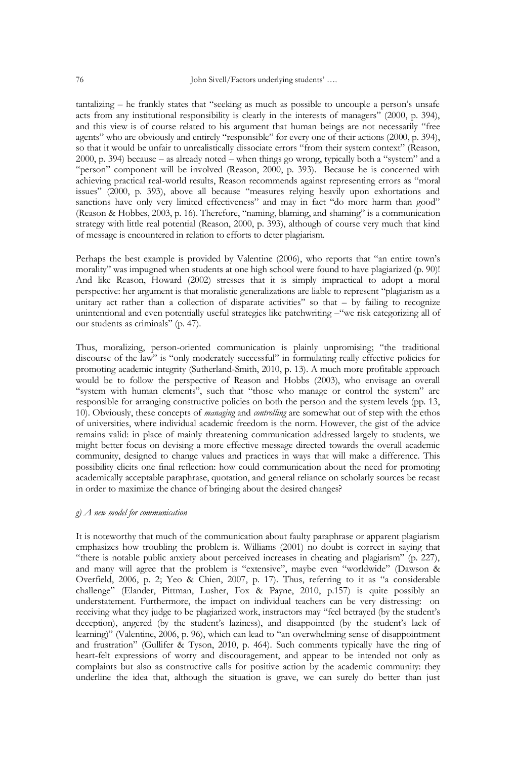tantalizing – he frankly states that "seeking as much as possible to uncouple a person's unsafe acts from any institutional responsibility is clearly in the interests of managers" (2000, p. 394), and this view is of course related to his argument that human beings are not necessarily "free agents" who are obviously and entirely "responsible" for every one of their actions (2000, p. 394), so that it would be unfair to unrealistically dissociate errors "from their system context" (Reason, 2000, p. 394) because – as already noted – when things go wrong, typically both a "system" and a "person" component will be involved (Reason, 2000, p. 393). Because he is concerned with achieving practical real-world results, Reason recommends against representing errors as "moral issues" (2000, p. 393), above all because "measures relying heavily upon exhortations and sanctions have only very limited effectiveness" and may in fact "do more harm than good" (Reason & Hobbes, 2003, p. 16). Therefore, "naming, blaming, and shaming" is a communication strategy with little real potential (Reason, 2000, p. 393), although of course very much that kind of message is encountered in relation to efforts to deter plagiarism.

Perhaps the best example is provided by Valentine (2006), who reports that "an entire town's morality" was impugned when students at one high school were found to have plagiarized (p. 90)! And like Reason, Howard (2002) stresses that it is simply impractical to adopt a moral perspective: her argument is that moralistic generalizations are liable to represent "plagiarism as a unitary act rather than a collection of disparate activities" so that – by failing to recognize unintentional and even potentially useful strategies like patchwriting –"we risk categorizing all of our students as criminals" (p. 47).

Thus, moralizing, person-oriented communication is plainly unpromising; "the traditional discourse of the law" is "only moderately successful" in formulating really effective policies for promoting academic integrity (Sutherland-Smith, 2010, p. 13). A much more profitable approach would be to follow the perspective of Reason and Hobbs (2003), who envisage an overall "system with human elements", such that "those who manage or control the system" are responsible for arranging constructive policies on both the person and the system levels (pp. 13, 10). Obviously, these concepts of *managing* and *controlling* are somewhat out of step with the ethos of universities, where individual academic freedom is the norm. However, the gist of the advice remains valid: in place of mainly threatening communication addressed largely to students, we might better focus on devising a more effective message directed towards the overall academic community, designed to change values and practices in ways that will make a difference. This possibility elicits one final reflection: how could communication about the need for promoting academically acceptable paraphrase, quotation, and general reliance on scholarly sources be recast in order to maximize the chance of bringing about the desired changes?

#### *g) A new model for communication*

It is noteworthy that much of the communication about faulty paraphrase or apparent plagiarism emphasizes how troubling the problem is. Williams (2001) no doubt is correct in saying that "there is notable public anxiety about perceived increases in cheating and plagiarism" (p. 227), and many will agree that the problem is "extensive", maybe even "worldwide" (Dawson & Overfield, 2006, p. 2; Yeo & Chien, 2007, p. 17). Thus, referring to it as "a considerable challenge" (Elander, Pittman, Lusher, Fox & Payne, 2010, p.157) is quite possibly an understatement. Furthermore, the impact on individual teachers can be very distressing: on receiving what they judge to be plagiarized work, instructors may "feel betrayed (by the student's deception), angered (by the student's laziness), and disappointed (by the student's lack of learning)" (Valentine, 2006, p. 96), which can lead to "an overwhelming sense of disappointment and frustration" (Gullifer & Tyson, 2010, p. 464). Such comments typically have the ring of heart-felt expressions of worry and discouragement, and appear to be intended not only as complaints but also as constructive calls for positive action by the academic community: they underline the idea that, although the situation is grave, we can surely do better than just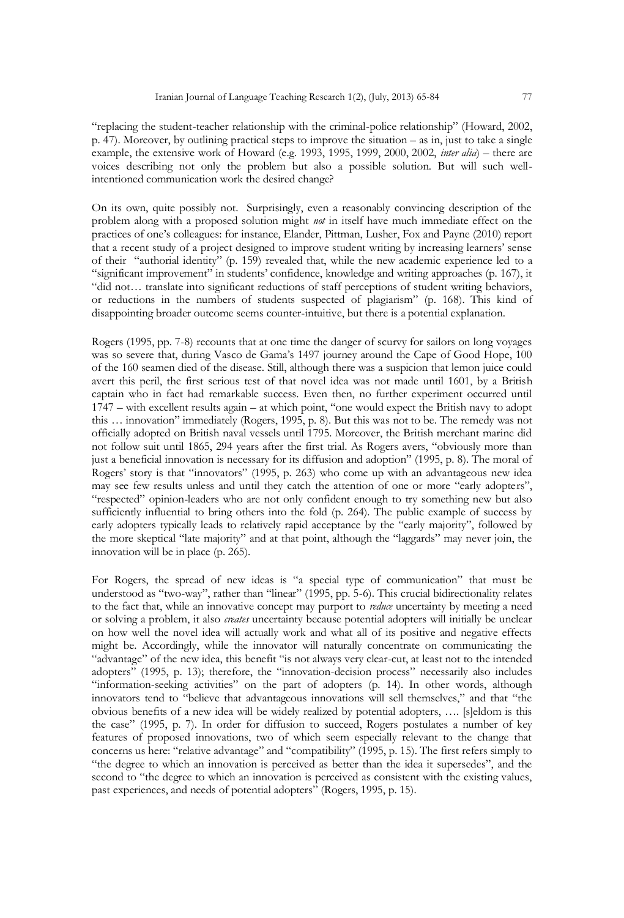"replacing the student-teacher relationship with the criminal-police relationship" (Howard, 2002, p. 47). Moreover, by outlining practical steps to improve the situation – as in, just to take a single example, the extensive work of Howard (e.g. 1993, 1995, 1999, 2000, 2002, *inter alia*) – there are voices describing not only the problem but also a possible solution. But will such well-intentioned communication work the desired change?

On its own, quite possibly not. Surprisingly, even a reasonably convincing description of the problem along with a proposed solution might *not* in itself have much immediate effect on the practices of one's colleagues: for instance, Elander, Pittman, Lusher, Fox and Payne (2010) report that a recent study of a project designed to improve student writing by increasing learners' sense of their "authorial identity" (p. 159) revealed that, while the new academic experience led to a "significant improvement" in students' confidence, knowledge and writing approaches (p. 167), it "did not… translate into significant reductions of staff perceptions of student writing behaviors, or reductions in the numbers of students suspected of plagiarism" (p. 168). This kind of disappointing broader outcome seems counter-intuitive, but there is a potential explanation.

Rogers (1995, pp. 7-8) recounts that at one time the danger of scurvy for sailors on long voyages was so severe that, during Vasco de Gama's 1497 journey around the Cape of Good Hope, 100 of the 160 seamen died of the disease. Still, although there was a suspicion that lemon juice could avert this peril, the first serious test of that novel idea was not made until 1601, by a British captain who in fact had remarkable success. Even then, no further experiment occurred until 1747 – with excellent results again – at which point, "one would expect the British navy to adopt this … innovation" immediately (Rogers, 1995, p. 8). But this was not to be. The remedy was not officially adopted on British naval vessels until 1795. Moreover, the British merchant marine did not follow suit until 1865, 294 years after the first trial. As Rogers avers, "obviously more than just a beneficial innovation is necessary for its diffusion and adoption" (1995, p. 8). The moral of Rogers' story is that "innovators" (1995, p. 263) who come up with an advantageous new idea may see few results unless and until they catch the attention of one or more "early adopters", "respected" opinion-leaders who are not only confident enough to try something new but also sufficiently influential to bring others into the fold (p. 264). The public example of success by early adopters typically leads to relatively rapid acceptance by the "early majority", followed by the more skeptical "late majority" and at that point, although the "laggards" may never join, the innovation will be in place (p. 265).

For Rogers, the spread of new ideas is "a special type of communication" that must be understood as "two-way", rather than "linear" (1995, pp. 5-6). This crucial bidirectionality relates to the fact that, while an innovative concept may purport to *reduce* uncertainty by meeting a need or solving a problem, it also *creates* uncertainty because potential adopters will initially be unclear on how well the novel idea will actually work and what all of its positive and negative effects might be. Accordingly, while the innovator will naturally concentrate on communicating the "advantage" of the new idea, this benefit "is not always very clear-cut, at least not to the intended adopters" (1995, p. 13); therefore, the "innovation-decision process" necessarily also includes "information-seeking activities" on the part of adopters (p. 14). In other words, although innovators tend to "believe that advantageous innovations will sell themselves," and that "the obvious benefits of a new idea will be widely realized by potential adopters, …. [s]eldom is this the case" (1995, p. 7). In order for diffusion to succeed, Rogers postulates a number of key features of proposed innovations, two of which seem especially relevant to the change that concerns us here: "relative advantage" and "compatibility" (1995, p. 15). The first refers simply to "the degree to which an innovation is perceived as better than the idea it supersedes", and the second to "the degree to which an innovation is perceived as consistent with the existing values, past experiences, and needs of potential adopters" (Rogers, 1995, p. 15).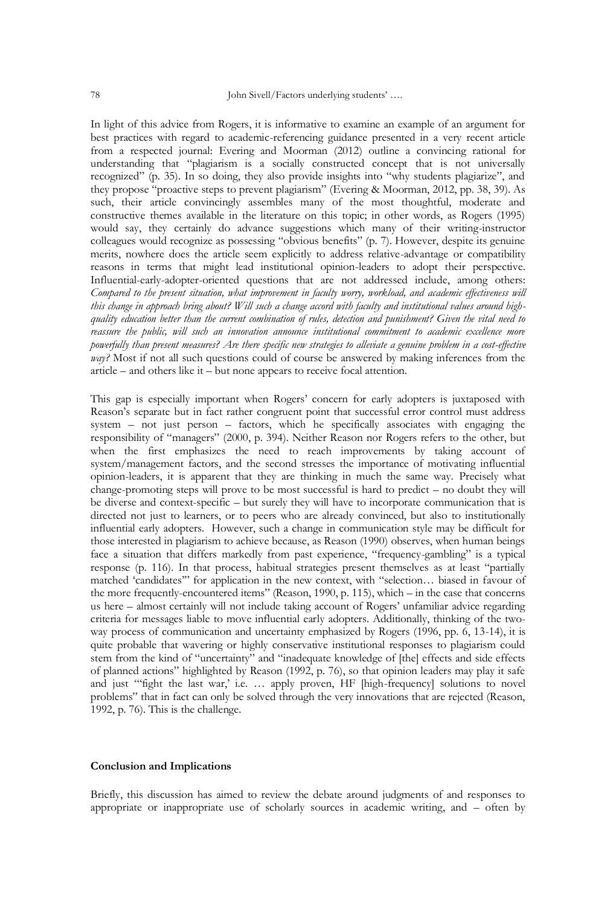In light of this advice from Rogers, it is informative to examine an example of an argument for best practices with regard to academic-referencing guidance presented in a very recent article from a respected journal: Evering and Moorman (2012) outline a convincing rational for understanding that "plagiarism is a socially constructed concept that is not universally recognized" (p. 35). In so doing, they also provide insights into "why students plagiarize", and they propose "proactive steps to prevent plagiarism" (Evering & Moorman, 2012, pp. 38, 39). As such, their article convincingly assembles many of the most thoughtful, moderate and constructive themes available in the literature on this topic; in other words, as Rogers (1995) would say, they certainly do advance suggestions which many of their writing-instructor colleagues would recognize as possessing "obvious benefits" (p. 7). However, despite its genuine merits, nowhere does the article seem explicitly to address relative-advantage or compatibility reasons in terms that might lead institutional opinion-leaders to adopt their perspective. Influential-early-adopter-oriented questions that are not addressed include, among others: *Compared to the present situation, what improvement in faculty worry, workload, and academic effectiveness will this change in approach bring about? Will such a change accord with faculty and institutional values around high-quality education better than the current combination of rules, detection and punishment? Given the vital need to reassure the public, will such an innovation announce institutional commitment to academic excellence more powerfully than present measures? Are there specific new strategies to alleviate a genuine problem in a cost-effective way?* Most if not all such questions could of course be answered by making inferences from the article – and others like it – but none appears to receive focal attention.

This gap is especially important when Rogers' concern for early adopters is juxtaposed with Reason's separate but in fact rather congruent point that successful error control must address system – not just person – factors, which he specifically associates with engaging the responsibility of "managers" (2000, p. 394). Neither Reason nor Rogers refers to the other, but when the first emphasizes the need to reach improvements by taking account of system/management factors, and the second stresses the importance of motivating influential opinion-leaders, it is apparent that they are thinking in much the same way. Precisely what change-promoting steps will prove to be most successful is hard to predict – no doubt they will be diverse and context-specific – but surely they will have to incorporate communication that is directed not just to learners, or to peers who are already convinced, but also to institutionally influential early adopters. However, such a change in communication style may be difficult for those interested in plagiarism to achieve because, as Reason (1990) observes, when human beings face a situation that differs markedly from past experience, "frequency-gambling" is a typical response (p. 116). In that process, habitual strategies present themselves as at least "partially matched 'candidates'" for application in the new context, with "selection… biased in favour of the more frequently-encountered items" (Reason, 1990, p. 115), which – in the case that concerns us here – almost certainly will not include taking account of Rogers' unfamiliar advice regarding criteria for messages liable to move influential early adopters. Additionally, thinking of the two-way process of communication and uncertainty emphasized by Rogers (1996, pp. 6, 13-14), it is quite probable that wavering or highly conservative institutional responses to plagiarism could stem from the kind of "uncertainty" and "inadequate knowledge of [the] effects and side effects of planned actions" highlighted by Reason (1992, p. 76), so that opinion leaders may play it safe and just "'fight the last war,' i.e. … apply proven, HF [high-frequency] solutions to novel problems" that in fact can only be solved through the very innovations that are rejected (Reason, 1992, p. 76). This is the challenge.

## Conclusion and Implications

Briefly, this discussion has aimed to review the debate around judgments of and responses to appropriate or inappropriate use of scholarly sources in academic writing, and – often by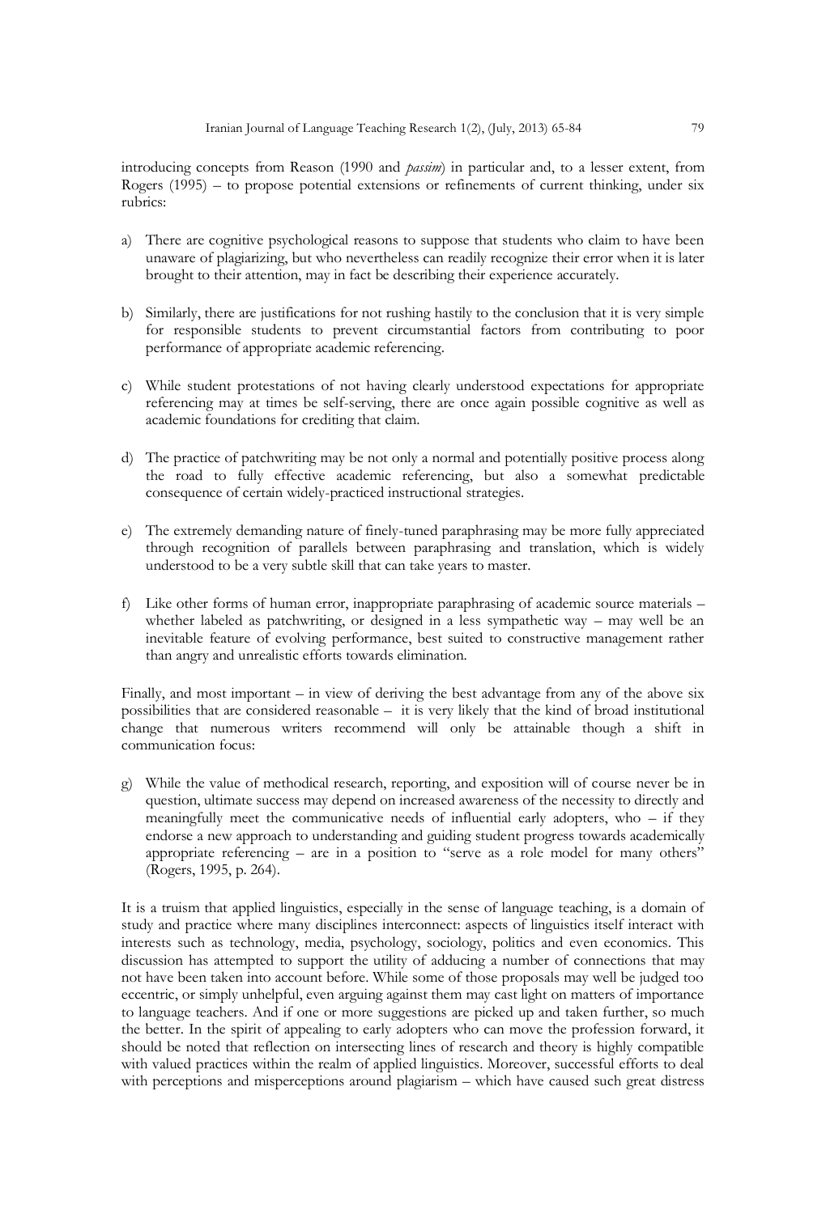introducing concepts from Reason (1990 and *passim*) in particular and, to a lesser extent, from Rogers (1995) – to propose potential extensions or refinements of current thinking, under six rubrics:

a) There are cognitive psychological reasons to suppose that students who claim to have been unaware of plagiarizing, but who nevertheless can readily recognize their error when it is later brought to their attention, may in fact be describing their experience accurately.

b) Similarly, there are justifications for not rushing hastily to the conclusion that it is very simple for responsible students to prevent circumstantial factors from contributing to poor performance of appropriate academic referencing.

c) While student protestations of not having clearly understood expectations for appropriate referencing may at times be self-serving, there are once again possible cognitive as well as academic foundations for crediting that claim.

d) The practice of patchwriting may be not only a normal and potentially positive process along the road to fully effective academic referencing, but also a somewhat predictable consequence of certain widely-practiced instructional strategies.

e) The extremely demanding nature of finely-tuned paraphrasing may be more fully appreciated through recognition of parallels between paraphrasing and translation, which is widely understood to be a very subtle skill that can take years to master.

f) Like other forms of human error, inappropriate paraphrasing of academic source materials – whether labeled as patchwriting, or designed in a less sympathetic way – may well be an inevitable feature of evolving performance, best suited to constructive management rather than angry and unrealistic efforts towards elimination.

Finally, and most important – in view of deriving the best advantage from any of the above six possibilities that are considered reasonable – it is very likely that the kind of broad institutional change that numerous writers recommend will only be attainable though a shift in communication focus:

g) While the value of methodical research, reporting, and exposition will of course never be in question, ultimate success may depend on increased awareness of the necessity to directly and meaningfully meet the communicative needs of influential early adopters, who – if they endorse a new approach to understanding and guiding student progress towards academically appropriate referencing – are in a position to "serve as a role model for many others" (Rogers, 1995, p. 264).

It is a truism that applied linguistics, especially in the sense of language teaching, is a domain of study and practice where many disciplines interconnect: aspects of linguistics itself interact with interests such as technology, media, psychology, sociology, politics and even economics. This discussion has attempted to support the utility of adducing a number of connections that may not have been taken into account before. While some of those proposals may well be judged too eccentric, or simply unhelpful, even arguing against them may cast light on matters of importance to language teachers. And if one or more suggestions are picked up and taken further, so much the better. In the spirit of appealing to early adopters who can move the profession forward, it should be noted that reflection on intersecting lines of research and theory is highly compatible with valued practices within the realm of applied linguistics. Moreover, successful efforts to deal with perceptions and misperceptions around plagiarism – which have caused such great distress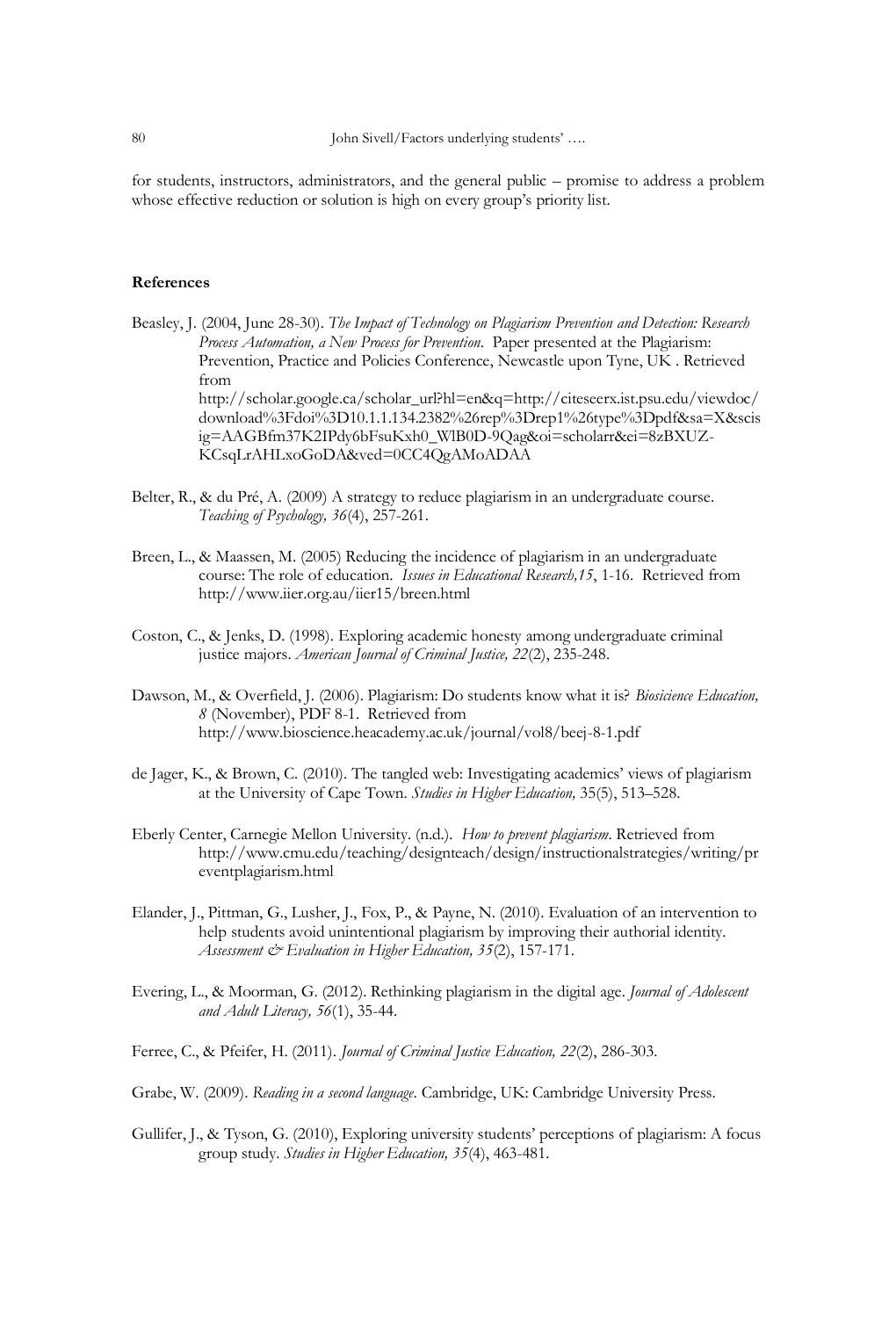for students, instructors, administrators, and the general public – promise to address a problem whose effective reduction or solution is high on every group's priority list.

### References

Beasley, J. (2004, June 28-30). *The Impact of Technology on Plagiarism Prevention and Detection: Research Process Automation, a New Process for Prevention*. Paper presented at the Plagiarism: Prevention, Practice and Policies Conference, Newcastle upon Tyne, UK . Retrieved from http://scholar.google.ca/scholar_url?hl=en&q=http://citeseerx.ist.psu.edu/viewdoc/download%3Fdoi%3D10.1.1.134.2382%26rep%3Drep1%26type%3Dpdf&sa=X&scisig=AAGBfm37K2IPdy6bFsuKxh0_WlB0D-9Qag&oi=scholarr&ei=8zBXUZ-KCsqLrAHLxoGoDA&ved=0CC4QgAMoADAA

Belter, R., & du Pré, A. (2009) A strategy to reduce plagiarism in an undergraduate course. *Teaching of Psychology, 36*(4), 257-261.

Breen, L., & Maassen, M. (2005) Reducing the incidence of plagiarism in an undergraduate course: The role of education. *Issues in Educational Research,15*, 1-16. Retrieved from http://www.iier.org.au/iier15/breen.html

Coston, C., & Jenks, D. (1998). Exploring academic honesty among undergraduate criminal justice majors. *American Journal of Criminal Justice, 22*(2), 235-248.

Dawson, M., & Overfield, J. (2006). Plagiarism: Do students know what it is? *Biosicience Education, 8* (November), PDF 8-1. Retrieved from http://www.bioscience.heacademy.ac.uk/journal/vol8/beej-8-1.pdf

de Jager, K., & Brown, C. (2010). The tangled web: Investigating academics' views of plagiarism at the University of Cape Town. *Studies in Higher Education,* 35(5), 513–528.

Eberly Center, Carnegie Mellon University. (n.d.). *How to prevent plagiarism*. Retrieved from http://www.cmu.edu/teaching/designteach/design/instructionalstrategies/writing/preventplagiarism.html

Elander, J., Pittman, G., Lusher, J., Fox, P., & Payne, N. (2010). Evaluation of an intervention to help students avoid unintentional plagiarism by improving their authorial identity. *Assessment & Evaluation in Higher Education, 35*(2), 157-171.

Evering, L., & Moorman, G. (2012). Rethinking plagiarism in the digital age. *Journal of Adolescent and Adult Literacy, 56*(1), 35-44.

Ferree, C., & Pfeifer, H. (2011). *Journal of Criminal Justice Education, 22*(2), 286-303.

Grabe, W. (2009). *Reading in a second language*. Cambridge, UK: Cambridge University Press.

Gullifer, J., & Tyson, G. (2010), Exploring university students' perceptions of plagiarism: A focus group study. *Studies in Higher Education, 35*(4), 463-481.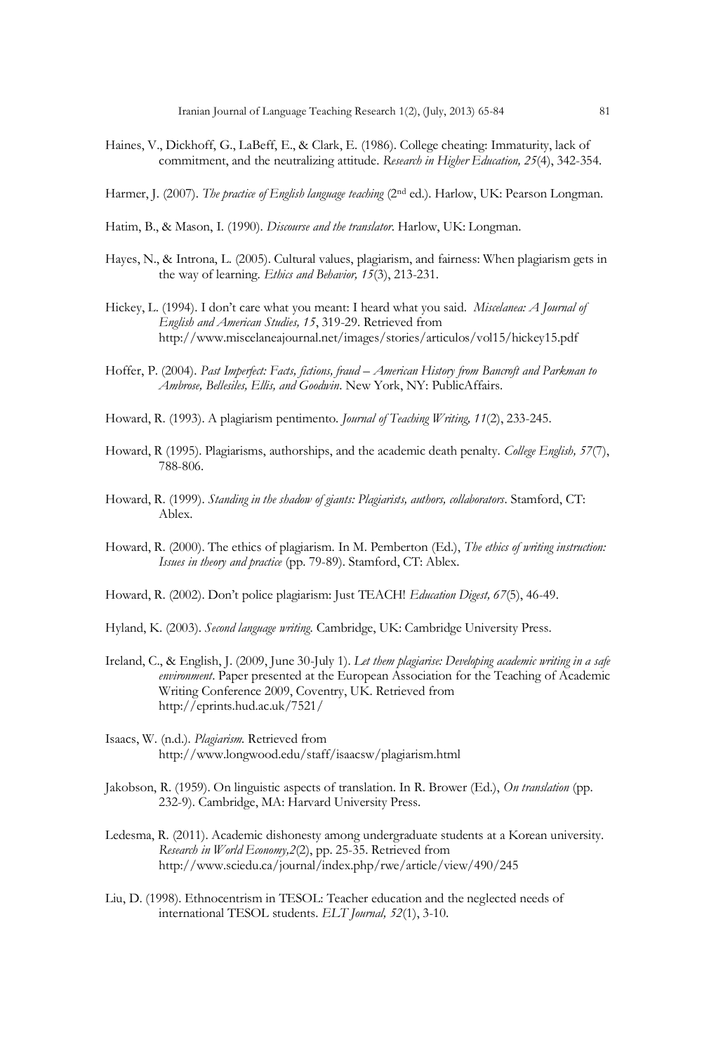Haines, V., Dickhoff, G., LaBeff, E., & Clark, E. (1986). College cheating: Immaturity, lack of commitment, and the neutralizing attitude. *Research in Higher Education, 25*(4), 342-354.

Harmer, J. (2007). *The practice of English language teaching* (2nd ed.). Harlow, UK: Pearson Longman.

Hatim, B., & Mason, I. (1990). *Discourse and the translator.* Harlow, UK: Longman.

Hayes, N., & Introna, L. (2005). Cultural values, plagiarism, and fairness: When plagiarism gets in the way of learning. *Ethics and Behavior, 15*(3), 213-231.

Hickey, L. (1994). I don't care what you meant: I heard what you said. *Miscelanea: A Journal of English and American Studies, 15*, 319-29. Retrieved from http://www.miscelaneajournal.net/images/stories/articulos/vol15/hickey15.pdf

Hoffer, P. (2004). *Past Imperfect: Facts, fictions, fraud – American History from Bancroft and Parkman to Ambrose, Bellesiles, Ellis, and Goodwin*. New York, NY: PublicAffairs.

Howard, R. (1993). A plagiarism pentimento. *Journal of Teaching Writing, 11*(2), 233-245.

Howard, R (1995). Plagiarisms, authorships, and the academic death penalty. *College English, 57*(7), 788-806.

Howard, R. (1999). *Standing in the shadow of giants: Plagiarists, authors, collaborators*. Stamford, CT: Ablex.

Howard, R. (2000). The ethics of plagiarism. In M. Pemberton (Ed.), *The ethics of writing instruction: Issues in theory and practice* (pp. 79-89). Stamford, CT: Ablex.

Howard, R. (2002). Don't police plagiarism: Just TEACH! *Education Digest, 67*(5), 46-49.

Hyland, K. (2003). *Second language writing.* Cambridge, UK: Cambridge University Press.

Ireland, C., & English, J. (2009, June 30-July 1). *Let them plagiarise: Developing academic writing in a safe environment*. Paper presented at the European Association for the Teaching of Academic Writing Conference 2009, Coventry, UK. Retrieved from http://eprints.hud.ac.uk/7521/

Isaacs, W. (n.d.). *Plagiarism.* Retrieved from http://www.longwood.edu/staff/isaacsw/plagiarism.html

Jakobson, R. (1959). On linguistic aspects of translation. In R. Brower (Ed.), *On translation* (pp. 232-9). Cambridge, MA: Harvard University Press.

Ledesma, R. (2011). Academic dishonesty among undergraduate students at a Korean university. *Research in World Economy,2*(2), pp. 25-35. Retrieved from http://www.sciedu.ca/journal/index.php/rwe/article/view/490/245

Liu, D. (1998). Ethnocentrism in TESOL: Teacher education and the neglected needs of international TESOL students. *ELT Journal, 52*(1), 3-10.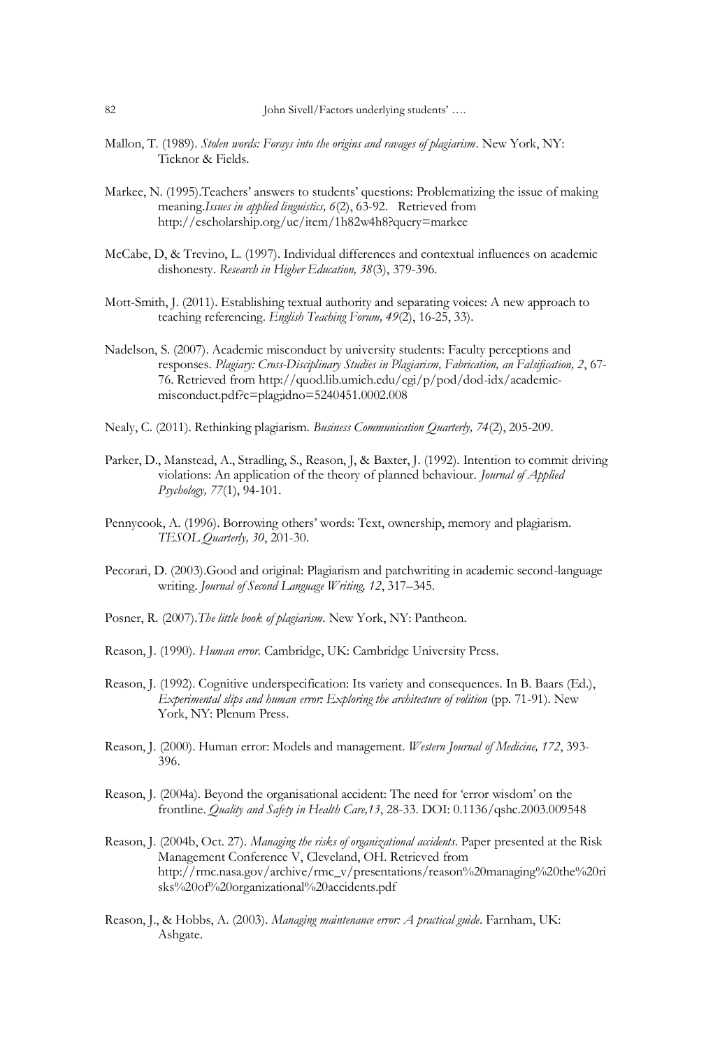Mallon, T. (1989). *Stolen words: Forays into the origins and ravages of plagiarism*. New York, NY: Ticknor & Fields.

Markee, N. (1995).Teachers' answers to students' questions: Problematizing the issue of making meaning.*Issues in applied linguistics, 6*(2), 63-92. Retrieved from http://escholarship.org/uc/item/1h82w4h8?query=markee

McCabe, D, & Trevino, L. (1997). Individual differences and contextual influences on academic dishonesty. *Research in Higher Education, 38*(3), 379-396.

Mott-Smith, J. (2011). Establishing textual authority and separating voices: A new approach to teaching referencing. *English Teaching Forum, 49*(2), 16-25, 33).

Nadelson, S. (2007). Academic misconduct by university students: Faculty perceptions and responses. *Plagiary: Cross-Disciplinary Studies in Plagiarism, Fabrication, an Falsification, 2*, 67-76. Retrieved from http://quod.lib.umich.edu/cgi/p/pod/dod-idx/academic-misconduct.pdf?c=plag;idno=5240451.0002.008

Nealy, C. (2011). Rethinking plagiarism. *Business Communication Quarterly, 74*(2), 205-209.

Parker, D., Manstead, A., Stradling, S., Reason, J, & Baxter, J. (1992). Intention to commit driving violations: An application of the theory of planned behaviour. *Journal of Applied Psychology, 77*(1), 94-101.

Pennycook, A. (1996). Borrowing others' words: Text, ownership, memory and plagiarism. *TESOL Quarterly, 30*, 201-30.

Pecorari, D. (2003).Good and original: Plagiarism and patchwriting in academic second-language writing. *Journal of Second Language Writing, 12*, 317–345.

Posner, R. (2007).*The little book of plagiarism*. New York, NY: Pantheon.

Reason, J. (1990). *Human error*. Cambridge, UK: Cambridge University Press.

Reason, J. (1992). Cognitive underspecification: Its variety and consequences. In B. Baars (Ed.), *Experimental slips and human error: Exploring the architecture of volition* (pp. 71-91). New York, NY: Plenum Press.

Reason, J. (2000). Human error: Models and management. *Western Journal of Medicine, 172*, 393-396.

Reason, J. (2004a). Beyond the organisational accident: The need for 'error wisdom' on the frontline. *Quality and Safety in Health Care,13*, 28-33. DOI: 0.1136/qshc.2003.009548

Reason, J. (2004b, Oct. 27). *Managing the risks of organizational accidents*. Paper presented at the Risk Management Conference V, Cleveland, OH. Retrieved from http://rmc.nasa.gov/archive/rmc_v/presentations/reason%20managing%20the%20risks%20of%20organizational%20accidents.pdf

Reason, J., & Hobbs, A. (2003). *Managing maintenance error: A practical guide*. Farnham, UK: Ashgate.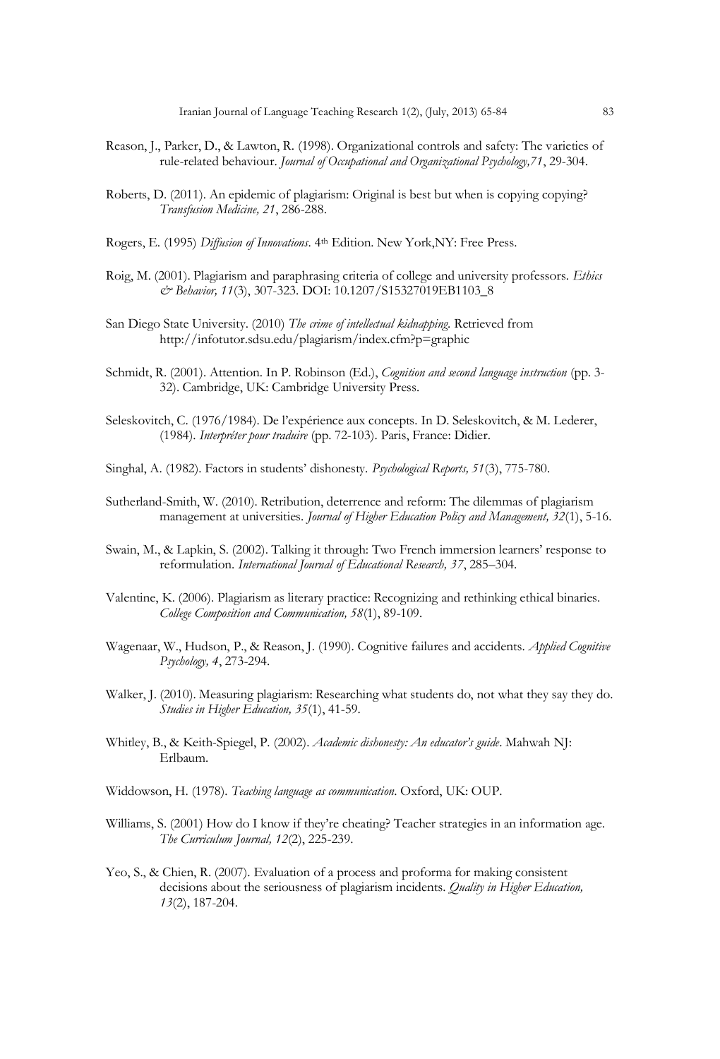Reason, J., Parker, D., & Lawton, R. (1998). Organizational controls and safety: The varieties of rule-related behaviour. *Journal of Occupational and Organizational Psychology,71*, 29-304.

Roberts, D. (2011). An epidemic of plagiarism: Original is best but when is copying copying? *Transfusion Medicine, 21*, 286-288.

Rogers, E. (1995) *Diffusion of Innovations*. 4th Edition. New York,NY: Free Press.

Roig, M. (2001). Plagiarism and paraphrasing criteria of college and university professors. *Ethics & Behavior, 11*(3), 307-323. DOI: 10.1207/S15327019EB1103_8

San Diego State University. (2010) *The crime of intellectual kidnapping*. Retrieved from http://infotutor.sdsu.edu/plagiarism/index.cfm?p=graphic

Schmidt, R. (2001). Attention. In P. Robinson (Ed.), *Cognition and second language instruction* (pp. 3-32). Cambridge, UK: Cambridge University Press.

Seleskovitch, C. (1976/1984). De l'expérience aux concepts. In D. Seleskovitch, & M. Lederer, (1984). *Interpréter pour traduire* (pp. 72-103). Paris, France: Didier.

Singhal, A. (1982). Factors in students' dishonesty. *Psychological Reports, 51*(3), 775-780.

Sutherland-Smith, W. (2010). Retribution, deterrence and reform: The dilemmas of plagiarism management at universities. *Journal of Higher Education Policy and Management, 32*(1), 5-16.

Swain, M., & Lapkin, S. (2002). Talking it through: Two French immersion learners' response to reformulation. *International Journal of Educational Research, 37*, 285–304.

Valentine, K. (2006). Plagiarism as literary practice: Recognizing and rethinking ethical binaries. *College Composition and Communication, 58*(1), 89-109.

Wagenaar, W., Hudson, P., & Reason, J. (1990). Cognitive failures and accidents. *Applied Cognitive Psychology, 4*, 273-294.

Walker, J. (2010). Measuring plagiarism: Researching what students do, not what they say they do. *Studies in Higher Education, 35*(1), 41-59.

Whitley, B., & Keith-Spiegel, P. (2002). *Academic dishonesty: An educator's guide*. Mahwah NJ: Erlbaum.

Widdowson, H. (1978). *Teaching language as communication*. Oxford, UK: OUP.

Williams, S. (2001) How do I know if they're cheating? Teacher strategies in an information age. *The Curriculum Journal, 12*(2), 225-239.

Yeo, S., & Chien, R. (2007). Evaluation of a process and proforma for making consistent decisions about the seriousness of plagiarism incidents. *Quality in Higher Education, 13*(2), 187-204.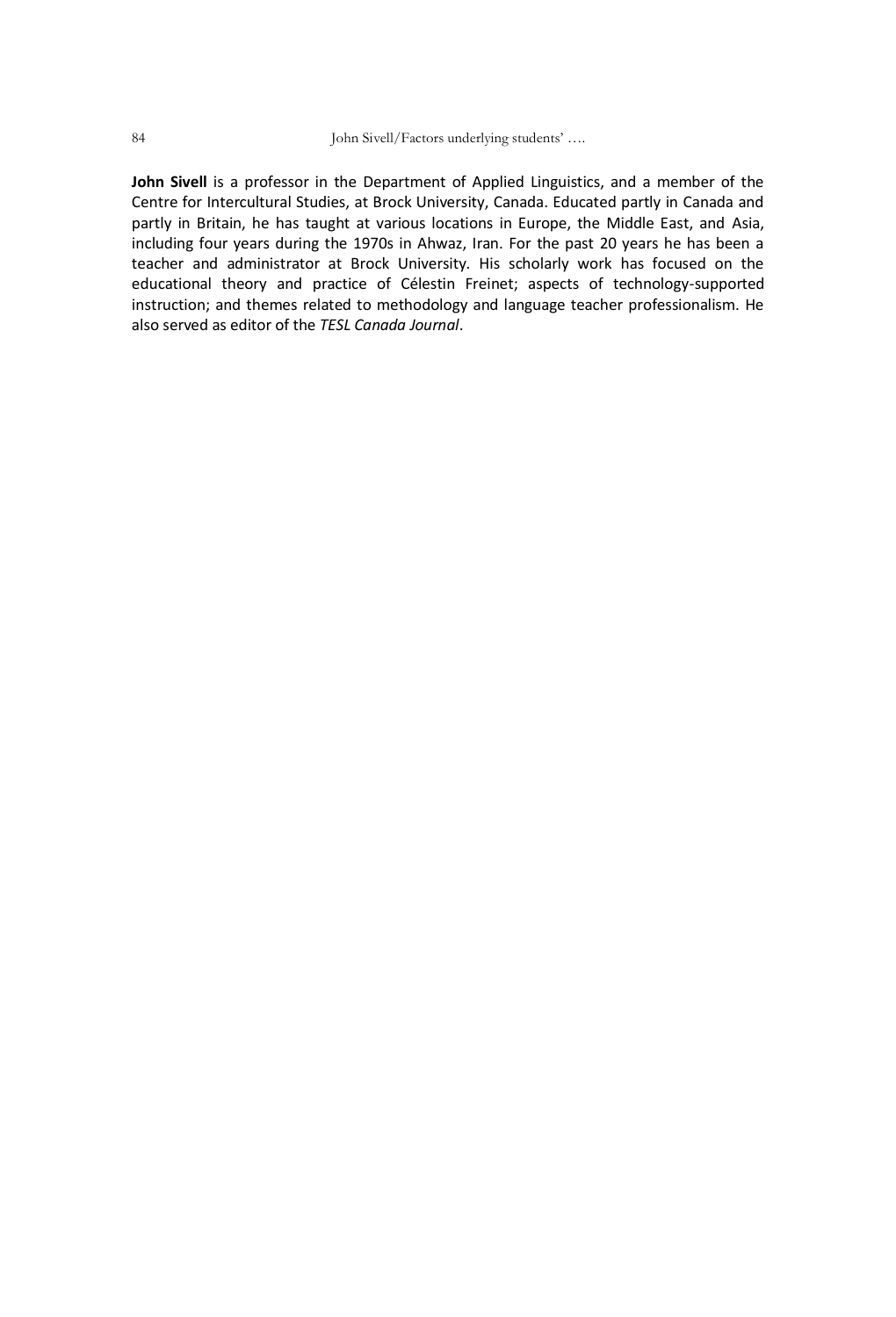**John Sivell** is a professor in the Department of Applied Linguistics, and a member of the Centre for Intercultural Studies, at Brock University, Canada. Educated partly in Canada and partly in Britain, he has taught at various locations in Europe, the Middle East, and Asia, including four years during the 1970s in Ahwaz, Iran. For the past 20 years he has been a teacher and administrator at Brock University. His scholarly work has focused on the educational theory and practice of Célestin Freinet; aspects of technology-supported instruction; and themes related to methodology and language teacher professionalism. He also served as editor of the *TESL Canada Journal*.